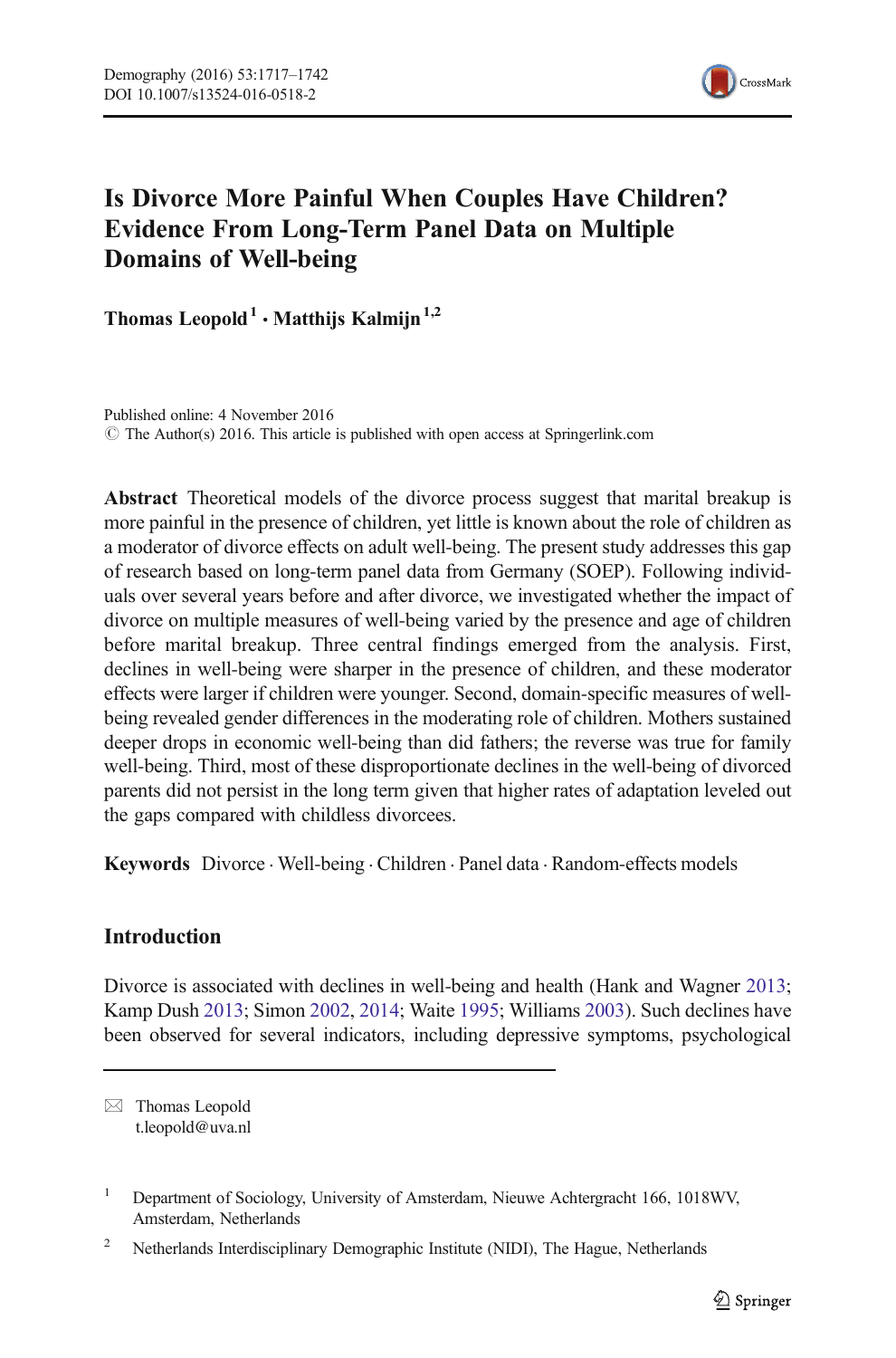# Is Divorce More Painful When Couples Have Children? Evidence From Long-Term Panel Data on Multiple Domains of Well-being

**Thomas Leopold**[1] **· Matthijs Kalmijn**[1,2]

Published online: 4 November 2016
© The Author(s) 2016. This article is published with open access at Springerlink.com

**Abstract** Theoretical models of the divorce process suggest that marital breakup is more painful in the presence of children, yet little is known about the role of children as a moderator of divorce effects on adult well-being. The present study addresses this gap of research based on long-term panel data from Germany (SOEP). Following individuals over several years before and after divorce, we investigated whether the impact of divorce on multiple measures of well-being varied by the presence and age of children before marital breakup. Three central findings emerged from the analysis. First, declines in well-being were sharper in the presence of children, and these moderator effects were larger if children were younger. Second, domain-specific measures of well-being revealed gender differences in the moderating role of children. Mothers sustained deeper drops in economic well-being than did fathers; the reverse was true for family well-being. Third, most of these disproportionate declines in the well-being of divorced parents did not persist in the long term given that higher rates of adaptation leveled out the gaps compared with childless divorcees.

**Keywords** Divorce · Well-being · Children · Panel data · Random-effects models

## Introduction

Divorce is associated with declines in well-being and health (Hank and Wagner 2013; Kamp Dush 2013; Simon 2002, 2014; Waite 1995; Williams 2003). Such declines have been observed for several indicators, including depressive symptoms, psychological

---

✉ Thomas Leopold
t.leopold@uva.nl

[1] Department of Sociology, University of Amsterdam, Nieuwe Achtergracht 166, 1018WV, Amsterdam, Netherlands

[2] Netherlands Interdisciplinary Demographic Institute (NIDI), The Hague, Netherlands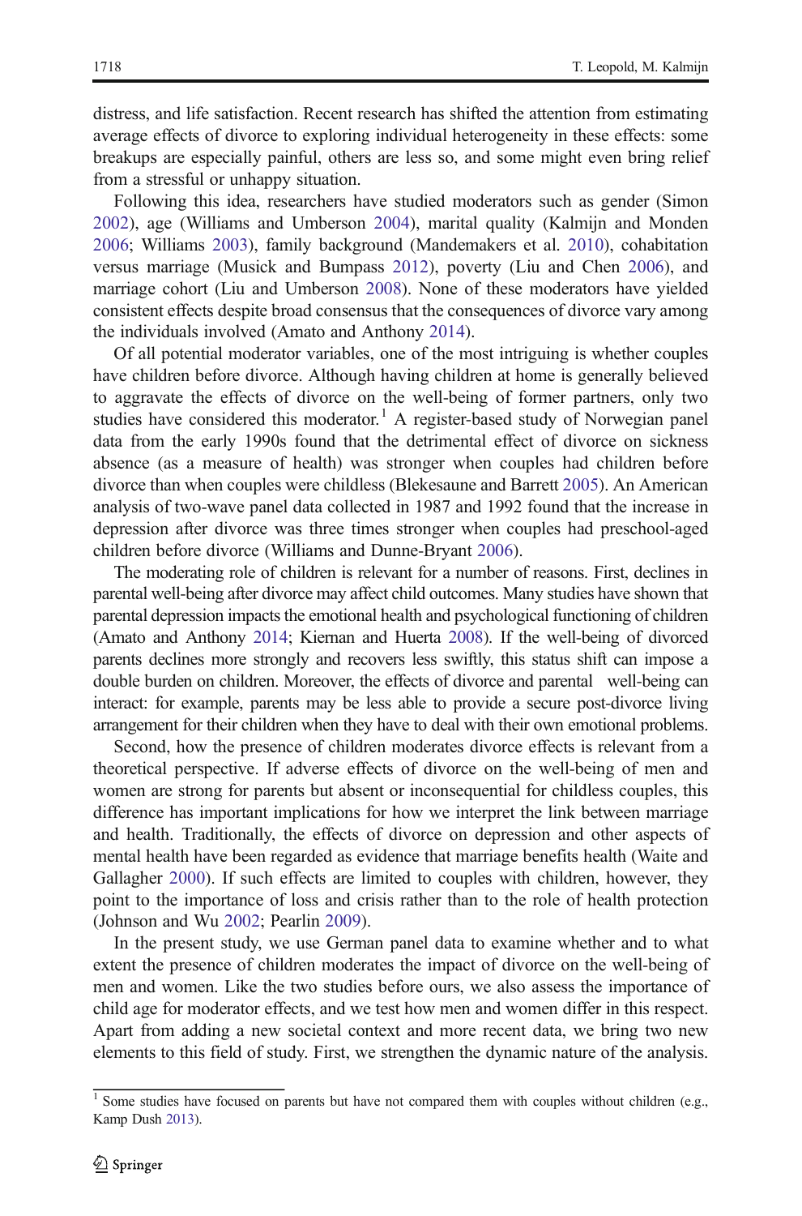distress, and life satisfaction. Recent research has shifted the attention from estimating average effects of divorce to exploring individual heterogeneity in these effects: some breakups are especially painful, others are less so, and some might even bring relief from a stressful or unhappy situation.

Following this idea, researchers have studied moderators such as gender (Simon 2002), age (Williams and Umberson 2004), marital quality (Kalmijn and Monden 2006; Williams 2003), family background (Mandemakers et al. 2010), cohabitation versus marriage (Musick and Bumpass 2012), poverty (Liu and Chen 2006), and marriage cohort (Liu and Umberson 2008). None of these moderators have yielded consistent effects despite broad consensus that the consequences of divorce vary among the individuals involved (Amato and Anthony 2014).

Of all potential moderator variables, one of the most intriguing is whether couples have children before divorce. Although having children at home is generally believed to aggravate the effects of divorce on the well-being of former partners, only two studies have considered this moderator.[1] A register-based study of Norwegian panel data from the early 1990s found that the detrimental effect of divorce on sickness absence (as a measure of health) was stronger when couples had children before divorce than when couples were childless (Blekesaune and Barrett 2005). An American analysis of two-wave panel data collected in 1987 and 1992 found that the increase in depression after divorce was three times stronger when couples had preschool-aged children before divorce (Williams and Dunne-Bryant 2006).

The moderating role of children is relevant for a number of reasons. First, declines in parental well-being after divorce may affect child outcomes. Many studies have shown that parental depression impacts the emotional health and psychological functioning of children (Amato and Anthony 2014; Kiernan and Huerta 2008). If the well-being of divorced parents declines more strongly and recovers less swiftly, this status shift can impose a double burden on children. Moreover, the effects of divorce and parental well-being can interact: for example, parents may be less able to provide a secure post-divorce living arrangement for their children when they have to deal with their own emotional problems.

Second, how the presence of children moderates divorce effects is relevant from a theoretical perspective. If adverse effects of divorce on the well-being of men and women are strong for parents but absent or inconsequential for childless couples, this difference has important implications for how we interpret the link between marriage and health. Traditionally, the effects of divorce on depression and other aspects of mental health have been regarded as evidence that marriage benefits health (Waite and Gallagher 2000). If such effects are limited to couples with children, however, they point to the importance of loss and crisis rather than to the role of health protection (Johnson and Wu 2002; Pearlin 2009).

In the present study, we use German panel data to examine whether and to what extent the presence of children moderates the impact of divorce on the well-being of men and women. Like the two studies before ours, we also assess the importance of child age for moderator effects, and we test how men and women differ in this respect. Apart from adding a new societal context and more recent data, we bring two new elements to this field of study. First, we strengthen the dynamic nature of the analysis.

[1] Some studies have focused on parents but have not compared them with couples without children (e.g., Kamp Dush 2013).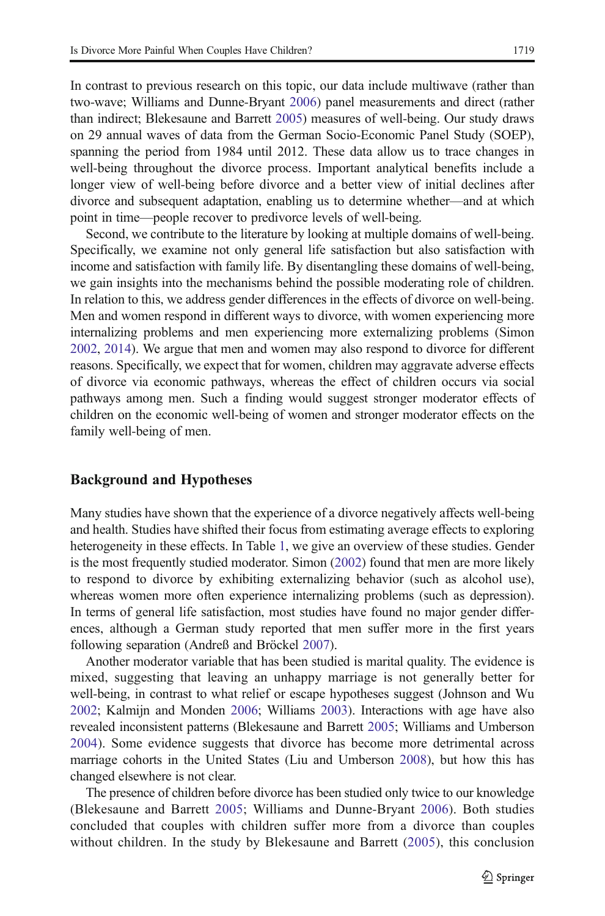In contrast to previous research on this topic, our data include multiwave (rather than two-wave; Williams and Dunne-Bryant 2006) panel measurements and direct (rather than indirect; Blekesaune and Barrett 2005) measures of well-being. Our study draws on 29 annual waves of data from the German Socio-Economic Panel Study (SOEP), spanning the period from 1984 until 2012. These data allow us to trace changes in well-being throughout the divorce process. Important analytical benefits include a longer view of well-being before divorce and a better view of initial declines after divorce and subsequent adaptation, enabling us to determine whether—and at which point in time—people recover to predivorce levels of well-being.

Second, we contribute to the literature by looking at multiple domains of well-being. Specifically, we examine not only general life satisfaction but also satisfaction with income and satisfaction with family life. By disentangling these domains of well-being, we gain insights into the mechanisms behind the possible moderating role of children. In relation to this, we address gender differences in the effects of divorce on well-being. Men and women respond in different ways to divorce, with women experiencing more internalizing problems and men experiencing more externalizing problems (Simon 2002, 2014). We argue that men and women may also respond to divorce for different reasons. Specifically, we expect that for women, children may aggravate adverse effects of divorce via economic pathways, whereas the effect of children occurs via social pathways among men. Such a finding would suggest stronger moderator effects of children on the economic well-being of women and stronger moderator effects on the family well-being of men.

## Background and Hypotheses

Many studies have shown that the experience of a divorce negatively affects well-being and health. Studies have shifted their focus from estimating average effects to exploring heterogeneity in these effects. In Table 1, we give an overview of these studies. Gender is the most frequently studied moderator. Simon (2002) found that men are more likely to respond to divorce by exhibiting externalizing behavior (such as alcohol use), whereas women more often experience internalizing problems (such as depression). In terms of general life satisfaction, most studies have found no major gender differences, although a German study reported that men suffer more in the first years following separation (Andreß and Bröckel 2007).

Another moderator variable that has been studied is marital quality. The evidence is mixed, suggesting that leaving an unhappy marriage is not generally better for well-being, in contrast to what relief or escape hypotheses suggest (Johnson and Wu 2002; Kalmijn and Monden 2006; Williams 2003). Interactions with age have also revealed inconsistent patterns (Blekesaune and Barrett 2005; Williams and Umberson 2004). Some evidence suggests that divorce has become more detrimental across marriage cohorts in the United States (Liu and Umberson 2008), but how this has changed elsewhere is not clear.

The presence of children before divorce has been studied only twice to our knowledge (Blekesaune and Barrett 2005; Williams and Dunne-Bryant 2006). Both studies concluded that couples with children suffer more from a divorce than couples without children. In the study by Blekesaune and Barrett (2005), this conclusion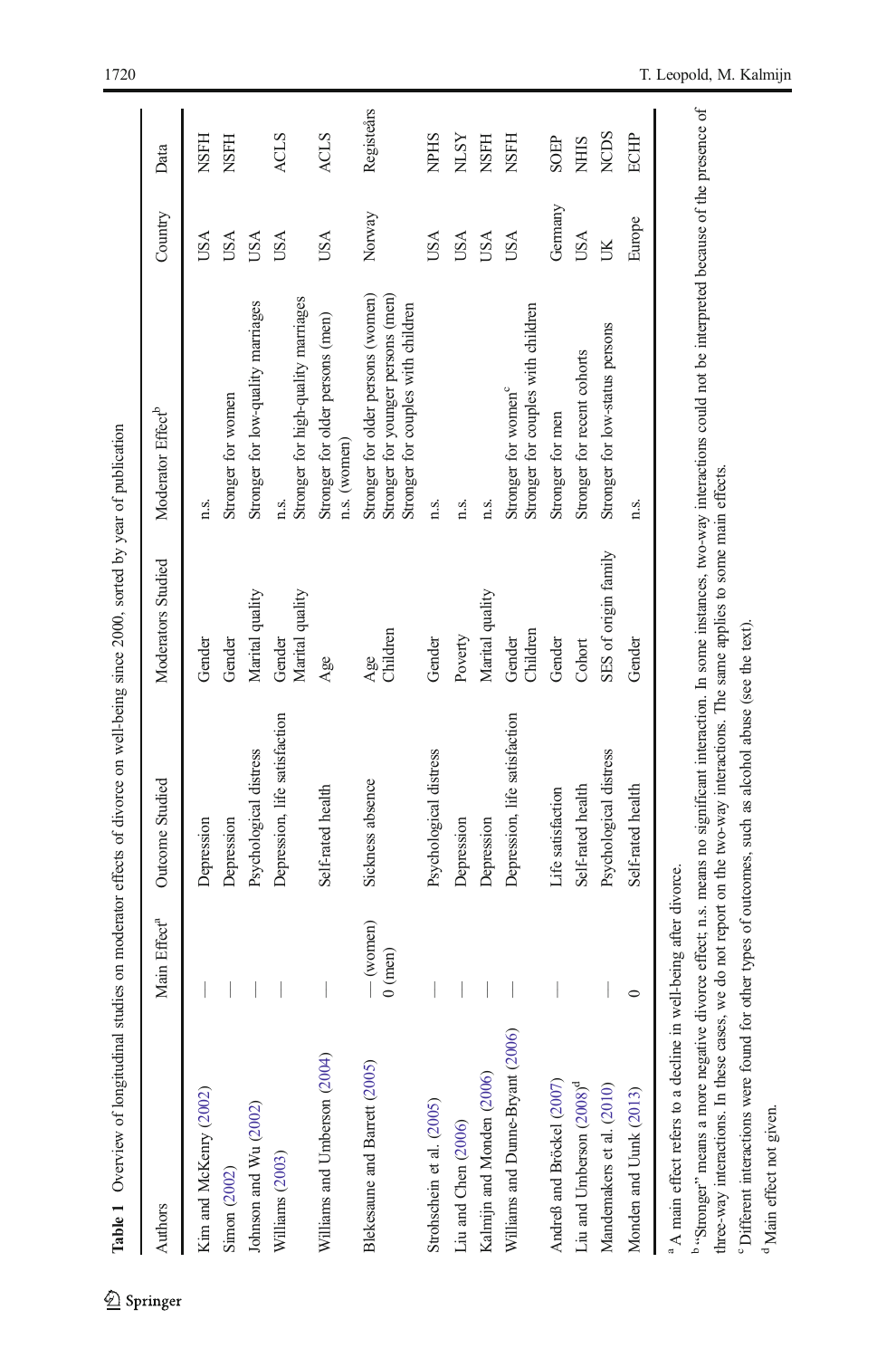**Table 1** Overview of longitudinal studies on moderator effects of divorce on well-being since 2000, sorted by year of publication

| Authors | Main Effect[a] | Outcome Studied | Moderators Studied | Moderator Effect[b] | Country | Data |
|---|---|---|---|---|---|---|
| Kim and McKenry (2002) | — | Depression | Gender | n.s. | USA | NSFH |
| Simon (2002) | — | Depression | Gender | Stronger for women | USA | NSFH |
| Johnson and Wu (2002) | — | Psychological distress | Marital quality | Stronger for low-quality marriages | USA | ACLS |
| Williams (2003) | — | Depression, life satisfaction | Gender<br>Marital quality | n.s.<br>Stronger for high-quality marriages | USA | ACLS |
| Williams and Umberson (2004) | — | Self-rated health | Age | Stronger for older persons (men)<br>n.s. (women) | USA | ACLS |
| Blekesaune and Barrett (2005) | — (women)<br>0 (men) | Sickness absence | Age<br>Children | Stronger for older persons (women)<br>Stronger for younger persons (men)<br>Stronger for couples with children | Norway | Registeårs |
| Strohschein et al. (2005) | — | Psychological distress | Gender | n.s. | USA | NPHS |
| Liu and Chen (2006) | — | Depression | Poverty | n.s. | USA | NLSY |
| Kalmijn and Monden (2006) | — | Depression | Marital quality | n.s. | USA | NSFH |
| Williams and Dunne-Bryant (2006) | — | Depression, life satisfaction | Gender<br>Children | Stronger for women[c]<br>Stronger for couples with children | USA | NSFH |
| Andreß and Bröckel (2007) | — | Life satisfaction | Gender | Stronger for men | Germany | SOEP |
| Liu and Umberson (2008)[d] | | Self-rated health | Cohort | Stronger for recent cohorts | USA | NHIS |
| Mandemakers et al. (2010) | — | Psychological distress | SES of origin family | Stronger for low-status persons | UK | NCDS |
| Monden and Uunk (2013) | 0 | Self-rated health | Gender | n.s. | Europe | ECHP |

[a] A main effect refers to a decline in well-being after divorce.

[b] "Stronger" means a more negative divorce effect; n.s. means no significant interaction. In some instances, two-way interactions could not be interpreted because of the presence of three-way interactions. In these cases, we do not report on the two-way interactions. The same applies to some main effects.

[c] Different interactions were found for other types of outcomes, such as alcohol abuse (see the text).

[d] Main effect not given.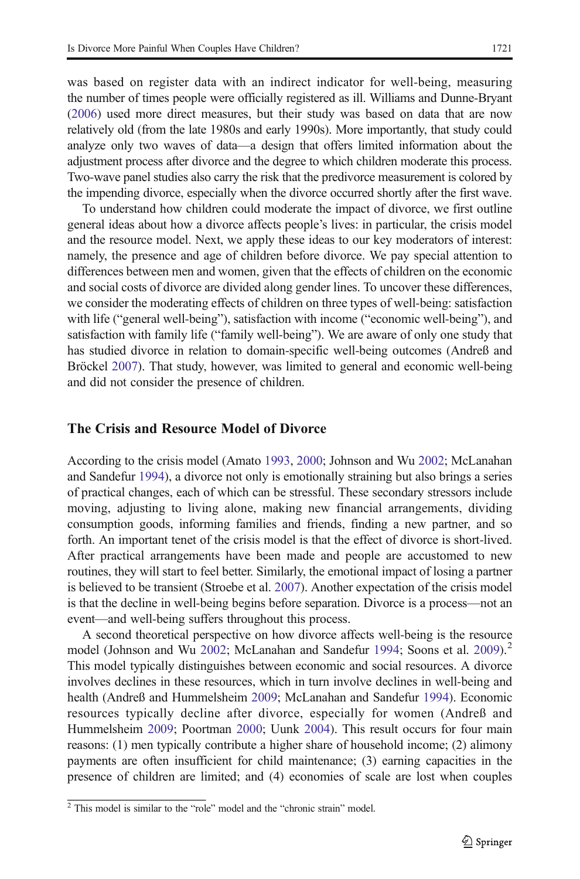was based on register data with an indirect indicator for well-being, measuring the number of times people were officially registered as ill. Williams and Dunne-Bryant (2006) used more direct measures, but their study was based on data that are now relatively old (from the late 1980s and early 1990s). More importantly, that study could analyze only two waves of data—a design that offers limited information about the adjustment process after divorce and the degree to which children moderate this process. Two-wave panel studies also carry the risk that the predivorce measurement is colored by the impending divorce, especially when the divorce occurred shortly after the first wave.

To understand how children could moderate the impact of divorce, we first outline general ideas about how a divorce affects people's lives: in particular, the crisis model and the resource model. Next, we apply these ideas to our key moderators of interest: namely, the presence and age of children before divorce. We pay special attention to differences between men and women, given that the effects of children on the economic and social costs of divorce are divided along gender lines. To uncover these differences, we consider the moderating effects of children on three types of well-being: satisfaction with life ("general well-being"), satisfaction with income ("economic well-being"), and satisfaction with family life ("family well-being"). We are aware of only one study that has studied divorce in relation to domain-specific well-being outcomes (Andreß and Bröckel 2007). That study, however, was limited to general and economic well-being and did not consider the presence of children.

## The Crisis and Resource Model of Divorce

According to the crisis model (Amato 1993, 2000; Johnson and Wu 2002; McLanahan and Sandefur 1994), a divorce not only is emotionally straining but also brings a series of practical changes, each of which can be stressful. These secondary stressors include moving, adjusting to living alone, making new financial arrangements, dividing consumption goods, informing families and friends, finding a new partner, and so forth. An important tenet of the crisis model is that the effect of divorce is short-lived. After practical arrangements have been made and people are accustomed to new routines, they will start to feel better. Similarly, the emotional impact of losing a partner is believed to be transient (Stroebe et al. 2007). Another expectation of the crisis model is that the decline in well-being begins before separation. Divorce is a process—not an event—and well-being suffers throughout this process.

A second theoretical perspective on how divorce affects well-being is the resource model (Johnson and Wu 2002; McLanahan and Sandefur 1994; Soons et al. 2009).[2] This model typically distinguishes between economic and social resources. A divorce involves declines in these resources, which in turn involve declines in well-being and health (Andreß and Hummelsheim 2009; McLanahan and Sandefur 1994). Economic resources typically decline after divorce, especially for women (Andreß and Hummelsheim 2009; Poortman 2000; Uunk 2004). This result occurs for four main reasons: (1) men typically contribute a higher share of household income; (2) alimony payments are often insufficient for child maintenance; (3) earning capacities in the presence of children are limited; and (4) economies of scale are lost when couples

[2] This model is similar to the "role" model and the "chronic strain" model.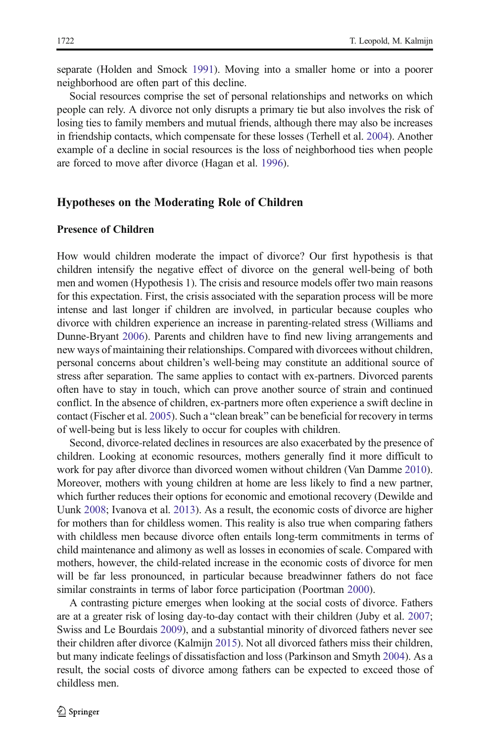separate (Holden and Smock 1991). Moving into a smaller home or into a poorer neighborhood are often part of this decline.

Social resources comprise the set of personal relationships and networks on which people can rely. A divorce not only disrupts a primary tie but also involves the risk of losing ties to family members and mutual friends, although there may also be increases in friendship contacts, which compensate for these losses (Terhell et al. 2004). Another example of a decline in social resources is the loss of neighborhood ties when people are forced to move after divorce (Hagan et al. 1996).

## Hypotheses on the Moderating Role of Children

### Presence of Children

How would children moderate the impact of divorce? Our first hypothesis is that children intensify the negative effect of divorce on the general well-being of both men and women (Hypothesis 1). The crisis and resource models offer two main reasons for this expectation. First, the crisis associated with the separation process will be more intense and last longer if children are involved, in particular because couples who divorce with children experience an increase in parenting-related stress (Williams and Dunne-Bryant 2006). Parents and children have to find new living arrangements and new ways of maintaining their relationships. Compared with divorcees without children, personal concerns about children's well-being may constitute an additional source of stress after separation. The same applies to contact with ex-partners. Divorced parents often have to stay in touch, which can prove another source of strain and continued conflict. In the absence of children, ex-partners more often experience a swift decline in contact (Fischer et al. 2005). Such a "clean break" can be beneficial for recovery in terms of well-being but is less likely to occur for couples with children.

Second, divorce-related declines in resources are also exacerbated by the presence of children. Looking at economic resources, mothers generally find it more difficult to work for pay after divorce than divorced women without children (Van Damme 2010). Moreover, mothers with young children at home are less likely to find a new partner, which further reduces their options for economic and emotional recovery (Dewilde and Uunk 2008; Ivanova et al. 2013). As a result, the economic costs of divorce are higher for mothers than for childless women. This reality is also true when comparing fathers with childless men because divorce often entails long-term commitments in terms of child maintenance and alimony as well as losses in economies of scale. Compared with mothers, however, the child-related increase in the economic costs of divorce for men will be far less pronounced, in particular because breadwinner fathers do not face similar constraints in terms of labor force participation (Poortman 2000).

A contrasting picture emerges when looking at the social costs of divorce. Fathers are at a greater risk of losing day-to-day contact with their children (Juby et al. 2007; Swiss and Le Bourdais 2009), and a substantial minority of divorced fathers never see their children after divorce (Kalmijn 2015). Not all divorced fathers miss their children, but many indicate feelings of dissatisfaction and loss (Parkinson and Smyth 2004). As a result, the social costs of divorce among fathers can be expected to exceed those of childless men.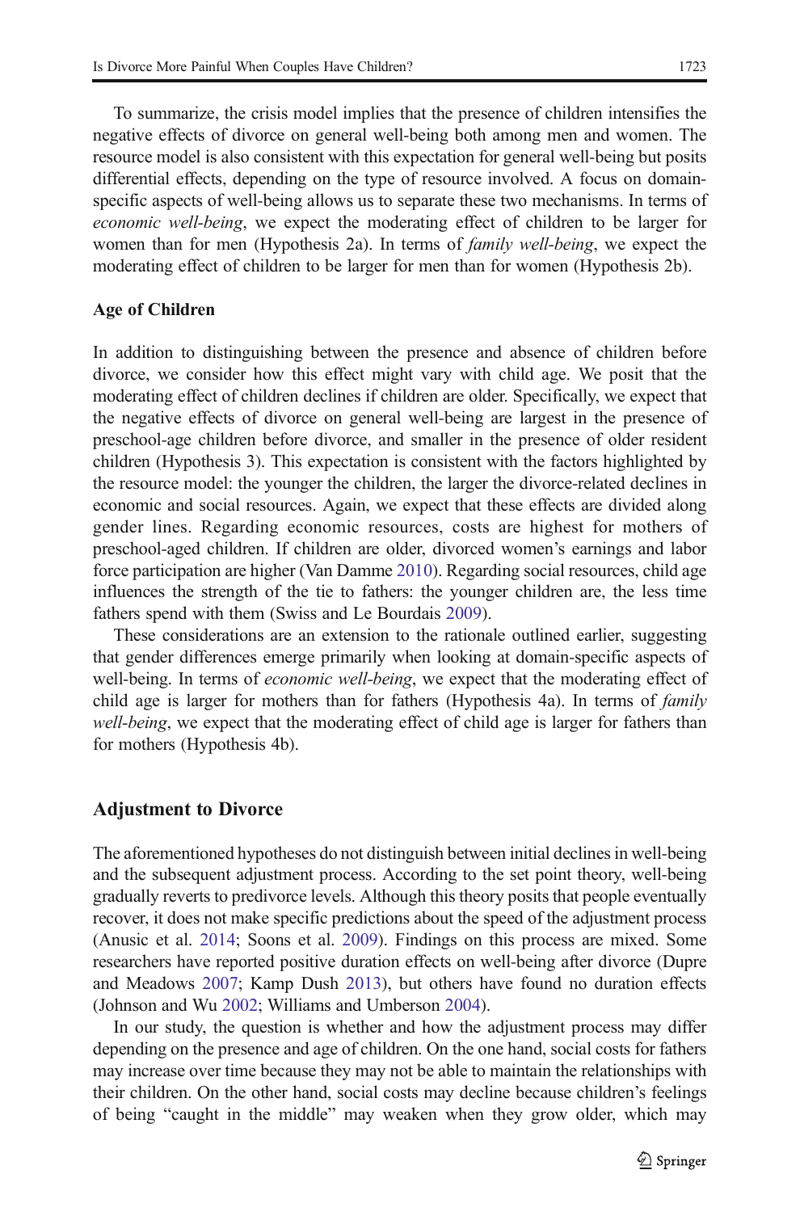To summarize, the crisis model implies that the presence of children intensifies the negative effects of divorce on general well-being both among men and women. The resource model is also consistent with this expectation for general well-being but posits differential effects, depending on the type of resource involved. A focus on domain-specific aspects of well-being allows us to separate these two mechanisms. In terms of *economic well-being*, we expect the moderating effect of children to be larger for women than for men (Hypothesis 2a). In terms of *family well-being*, we expect the moderating effect of children to be larger for men than for women (Hypothesis 2b).

### Age of Children

In addition to distinguishing between the presence and absence of children before divorce, we consider how this effect might vary with child age. We posit that the moderating effect of children declines if children are older. Specifically, we expect that the negative effects of divorce on general well-being are largest in the presence of preschool-age children before divorce, and smaller in the presence of older resident children (Hypothesis 3). This expectation is consistent with the factors highlighted by the resource model: the younger the children, the larger the divorce-related declines in economic and social resources. Again, we expect that these effects are divided along gender lines. Regarding economic resources, costs are highest for mothers of preschool-aged children. If children are older, divorced women's earnings and labor force participation are higher (Van Damme 2010). Regarding social resources, child age influences the strength of the tie to fathers: the younger children are, the less time fathers spend with them (Swiss and Le Bourdais 2009).

These considerations are an extension to the rationale outlined earlier, suggesting that gender differences emerge primarily when looking at domain-specific aspects of well-being. In terms of *economic well-being*, we expect that the moderating effect of child age is larger for mothers than for fathers (Hypothesis 4a). In terms of *family well-being*, we expect that the moderating effect of child age is larger for fathers than for mothers (Hypothesis 4b).

## Adjustment to Divorce

The aforementioned hypotheses do not distinguish between initial declines in well-being and the subsequent adjustment process. According to the set point theory, well-being gradually reverts to predivorce levels. Although this theory posits that people eventually recover, it does not make specific predictions about the speed of the adjustment process (Anusic et al. 2014; Soons et al. 2009). Findings on this process are mixed. Some researchers have reported positive duration effects on well-being after divorce (Dupre and Meadows 2007; Kamp Dush 2013), but others have found no duration effects (Johnson and Wu 2002; Williams and Umberson 2004).

In our study, the question is whether and how the adjustment process may differ depending on the presence and age of children. On the one hand, social costs for fathers may increase over time because they may not be able to maintain the relationships with their children. On the other hand, social costs may decline because children's feelings of being "caught in the middle" may weaken when they grow older, which may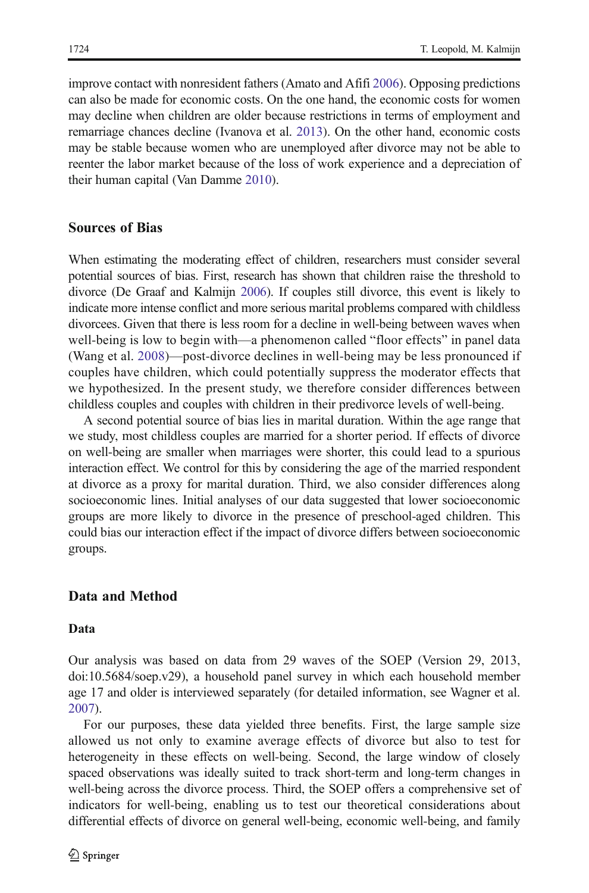improve contact with nonresident fathers (Amato and Afifi 2006). Opposing predictions can also be made for economic costs. On the one hand, the economic costs for women may decline when children are older because restrictions in terms of employment and remarriage chances decline (Ivanova et al. 2013). On the other hand, economic costs may be stable because women who are unemployed after divorce may not be able to reenter the labor market because of the loss of work experience and a depreciation of their human capital (Van Damme 2010).

## Sources of Bias

When estimating the moderating effect of children, researchers must consider several potential sources of bias. First, research has shown that children raise the threshold to divorce (De Graaf and Kalmijn 2006). If couples still divorce, this event is likely to indicate more intense conflict and more serious marital problems compared with childless divorcees. Given that there is less room for a decline in well-being between waves when well-being is low to begin with—a phenomenon called "floor effects" in panel data (Wang et al. 2008)—post-divorce declines in well-being may be less pronounced if couples have children, which could potentially suppress the moderator effects that we hypothesized. In the present study, we therefore consider differences between childless couples and couples with children in their predivorce levels of well-being.

A second potential source of bias lies in marital duration. Within the age range that we study, most childless couples are married for a shorter period. If effects of divorce on well-being are smaller when marriages were shorter, this could lead to a spurious interaction effect. We control for this by considering the age of the married respondent at divorce as a proxy for marital duration. Third, we also consider differences along socioeconomic lines. Initial analyses of our data suggested that lower socioeconomic groups are more likely to divorce in the presence of preschool-aged children. This could bias our interaction effect if the impact of divorce differs between socioeconomic groups.

## Data and Method

### Data

Our analysis was based on data from 29 waves of the SOEP (Version 29, 2013, doi:10.5684/soep.v29), a household panel survey in which each household member age 17 and older is interviewed separately (for detailed information, see Wagner et al. 2007).

For our purposes, these data yielded three benefits. First, the large sample size allowed us not only to examine average effects of divorce but also to test for heterogeneity in these effects on well-being. Second, the large window of closely spaced observations was ideally suited to track short-term and long-term changes in well-being across the divorce process. Third, the SOEP offers a comprehensive set of indicators for well-being, enabling us to test our theoretical considerations about differential effects of divorce on general well-being, economic well-being, and family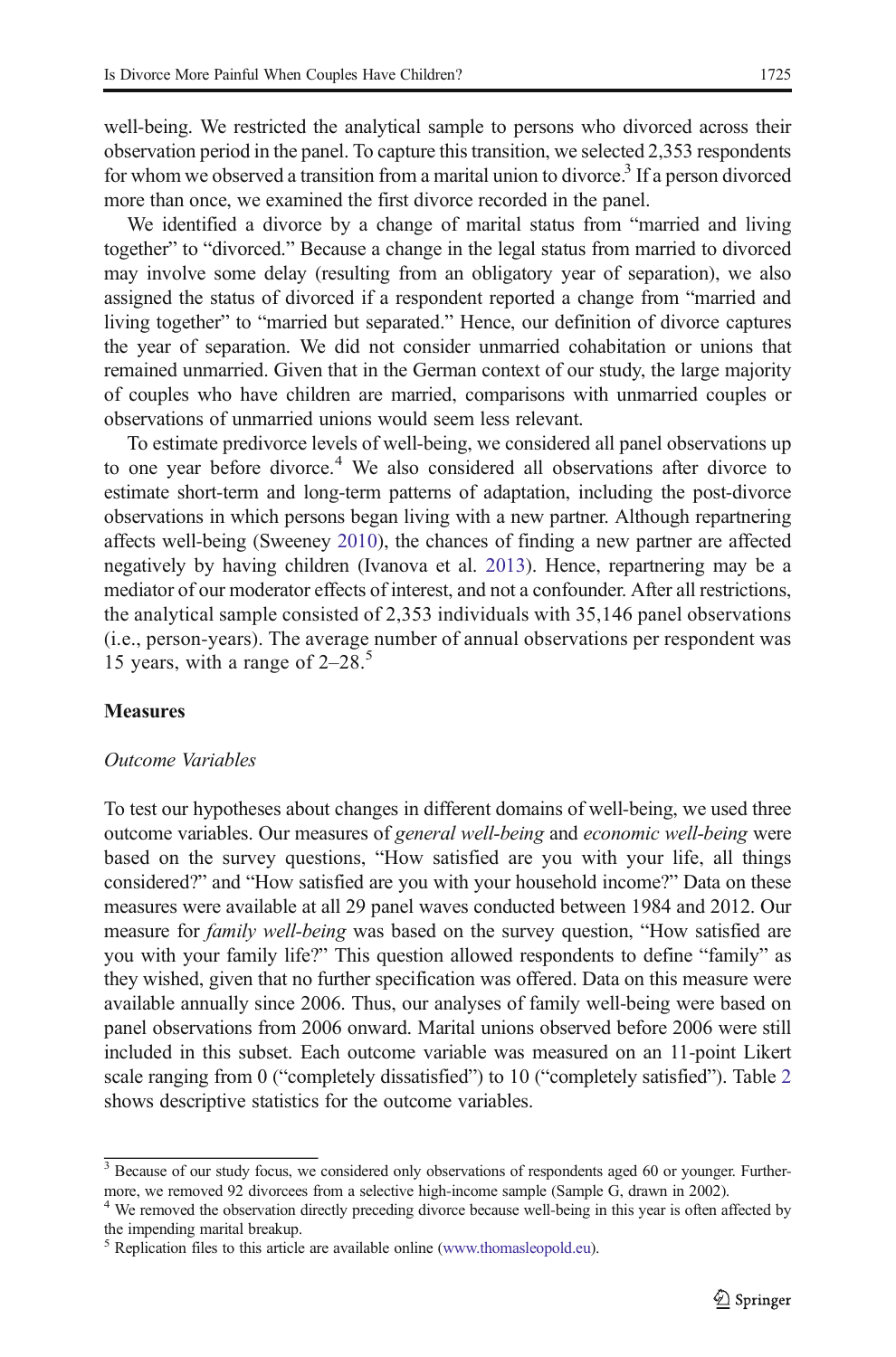well-being. We restricted the analytical sample to persons who divorced across their observation period in the panel. To capture this transition, we selected 2,353 respondents for whom we observed a transition from a marital union to divorce.[3] If a person divorced more than once, we examined the first divorce recorded in the panel.

We identified a divorce by a change of marital status from "married and living together" to "divorced." Because a change in the legal status from married to divorced may involve some delay (resulting from an obligatory year of separation), we also assigned the status of divorced if a respondent reported a change from "married and living together" to "married but separated." Hence, our definition of divorce captures the year of separation. We did not consider unmarried cohabitation or unions that remained unmarried. Given that in the German context of our study, the large majority of couples who have children are married, comparisons with unmarried couples or observations of unmarried unions would seem less relevant.

To estimate predivorce levels of well-being, we considered all panel observations up to one year before divorce.[4] We also considered all observations after divorce to estimate short-term and long-term patterns of adaptation, including the post-divorce observations in which persons began living with a new partner. Although repartnering affects well-being (Sweeney 2010), the chances of finding a new partner are affected negatively by having children (Ivanova et al. 2013). Hence, repartnering may be a mediator of our moderator effects of interest, and not a confounder. After all restrictions, the analytical sample consisted of 2,353 individuals with 35,146 panel observations (i.e., person-years). The average number of annual observations per respondent was 15 years, with a range of 2–28.[5]

## Measures

### *Outcome Variables*

To test our hypotheses about changes in different domains of well-being, we used three outcome variables. Our measures of *general well-being* and *economic well-being* were based on the survey questions, "How satisfied are you with your life, all things considered?" and "How satisfied are you with your household income?" Data on these measures were available at all 29 panel waves conducted between 1984 and 2012. Our measure for *family well-being* was based on the survey question, "How satisfied are you with your family life?" This question allowed respondents to define "family" as they wished, given that no further specification was offered. Data on this measure were available annually since 2006. Thus, our analyses of family well-being were based on panel observations from 2006 onward. Marital unions observed before 2006 were still included in this subset. Each outcome variable was measured on an 11-point Likert scale ranging from 0 ("completely dissatisfied") to 10 ("completely satisfied"). Table 2 shows descriptive statistics for the outcome variables.

---

[3] Because of our study focus, we considered only observations of respondents aged 60 or younger. Furthermore, we removed 92 divorcees from a selective high-income sample (Sample G, drawn in 2002).

[4] We removed the observation directly preceding divorce because well-being in this year is often affected by the impending marital breakup.

[5] Replication files to this article are available online (www.thomasleopold.eu).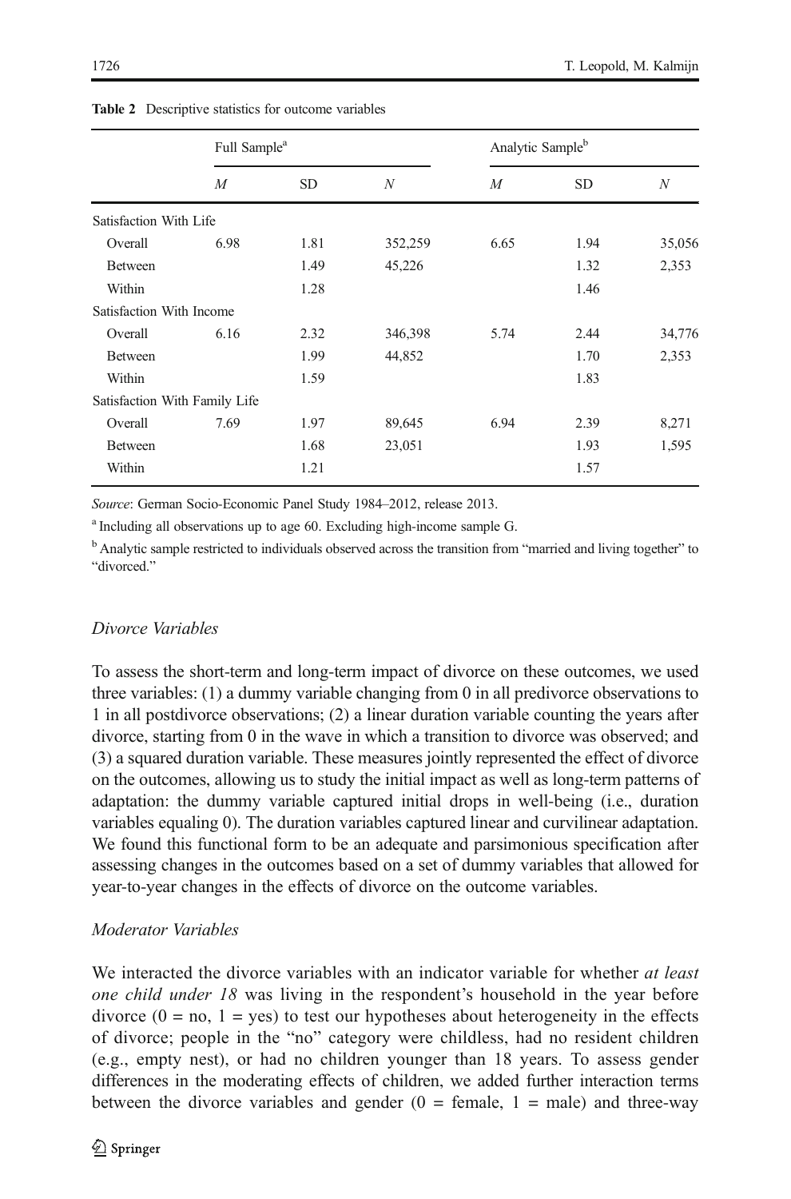**Table 2** Descriptive statistics for outcome variables

| | Full Sample[a] | | | Analytic Sample[b] | | |
|---|---|---|---|---|---|---|
| | *M* | SD | *N* | *M* | SD | *N* |
| Satisfaction With Life | | | | | | |
| Overall | 6.98 | 1.81 | 352,259 | 6.65 | 1.94 | 35,056 |
| Between | | 1.49 | 45,226 | | 1.32 | 2,353 |
| Within | | 1.28 | | | 1.46 | |
| Satisfaction With Income | | | | | | |
| Overall | 6.16 | 2.32 | 346,398 | 5.74 | 2.44 | 34,776 |
| Between | | 1.99 | 44,852 | | 1.70 | 2,353 |
| Within | | 1.59 | | | 1.83 | |
| Satisfaction With Family Life | | | | | | |
| Overall | 7.69 | 1.97 | 89,645 | 6.94 | 2.39 | 8,271 |
| Between | | 1.68 | 23,051 | | 1.93 | 1,595 |
| Within | | 1.21 | | | 1.57 | |

*Source*: German Socio-Economic Panel Study 1984–2012, release 2013.

[a] Including all observations up to age 60. Excluding high-income sample G.

[b] Analytic sample restricted to individuals observed across the transition from "married and living together" to "divorced."

### *Divorce Variables*

To assess the short-term and long-term impact of divorce on these outcomes, we used three variables: (1) a dummy variable changing from 0 in all predivorce observations to 1 in all postdivorce observations; (2) a linear duration variable counting the years after divorce, starting from 0 in the wave in which a transition to divorce was observed; and (3) a squared duration variable. These measures jointly represented the effect of divorce on the outcomes, allowing us to study the initial impact as well as long-term patterns of adaptation: the dummy variable captured initial drops in well-being (i.e., duration variables equaling 0). The duration variables captured linear and curvilinear adaptation. We found this functional form to be an adequate and parsimonious specification after assessing changes in the outcomes based on a set of dummy variables that allowed for year-to-year changes in the effects of divorce on the outcome variables.

### *Moderator Variables*

We interacted the divorce variables with an indicator variable for whether *at least one child under 18* was living in the respondent's household in the year before divorce (0 = no, 1 = yes) to test our hypotheses about heterogeneity in the effects of divorce; people in the "no" category were childless, had no resident children (e.g., empty nest), or had no children younger than 18 years. To assess gender differences in the moderating effects of children, we added further interaction terms between the divorce variables and gender (0 = female, 1 = male) and three-way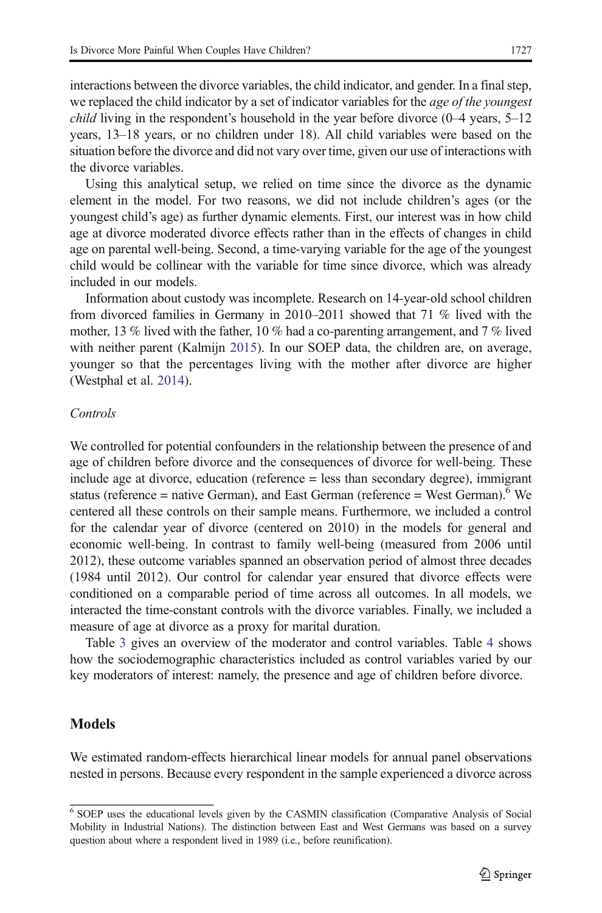interactions between the divorce variables, the child indicator, and gender. In a final step, we replaced the child indicator by a set of indicator variables for the *age of the youngest child* living in the respondent's household in the year before divorce (0–4 years, 5–12 years, 13–18 years, or no children under 18). All child variables were based on the situation before the divorce and did not vary over time, given our use of interactions with the divorce variables.

Using this analytical setup, we relied on time since the divorce as the dynamic element in the model. For two reasons, we did not include children's ages (or the youngest child's age) as further dynamic elements. First, our interest was in how child age at divorce moderated divorce effects rather than in the effects of changes in child age on parental well-being. Second, a time-varying variable for the age of the youngest child would be collinear with the variable for time since divorce, which was already included in our models.

Information about custody was incomplete. Research on 14-year-old school children from divorced families in Germany in 2010–2011 showed that 71 % lived with the mother, 13 % lived with the father, 10 % had a co-parenting arrangement, and 7 % lived with neither parent (Kalmijn 2015). In our SOEP data, the children are, on average, younger so that the percentages living with the mother after divorce are higher (Westphal et al. 2014).

#### *Controls*

We controlled for potential confounders in the relationship between the presence of and age of children before divorce and the consequences of divorce for well-being. These include age at divorce, education (reference = less than secondary degree), immigrant status (reference = native German), and East German (reference = West German).[6] We centered all these controls on their sample means. Furthermore, we included a control for the calendar year of divorce (centered on 2010) in the models for general and economic well-being. In contrast to family well-being (measured from 2006 until 2012), these outcome variables spanned an observation period of almost three decades (1984 until 2012). Our control for calendar year ensured that divorce effects were conditioned on a comparable period of time across all outcomes. In all models, we interacted the time-constant controls with the divorce variables. Finally, we included a measure of age at divorce as a proxy for marital duration.

Table 3 gives an overview of the moderator and control variables. Table 4 shows how the sociodemographic characteristics included as control variables varied by our key moderators of interest: namely, the presence and age of children before divorce.

### Models

We estimated random-effects hierarchical linear models for annual panel observations nested in persons. Because every respondent in the sample experienced a divorce across

[6] SOEP uses the educational levels given by the CASMIN classification (Comparative Analysis of Social Mobility in Industrial Nations). The distinction between East and West Germans was based on a survey question about where a respondent lived in 1989 (i.e., before reunification).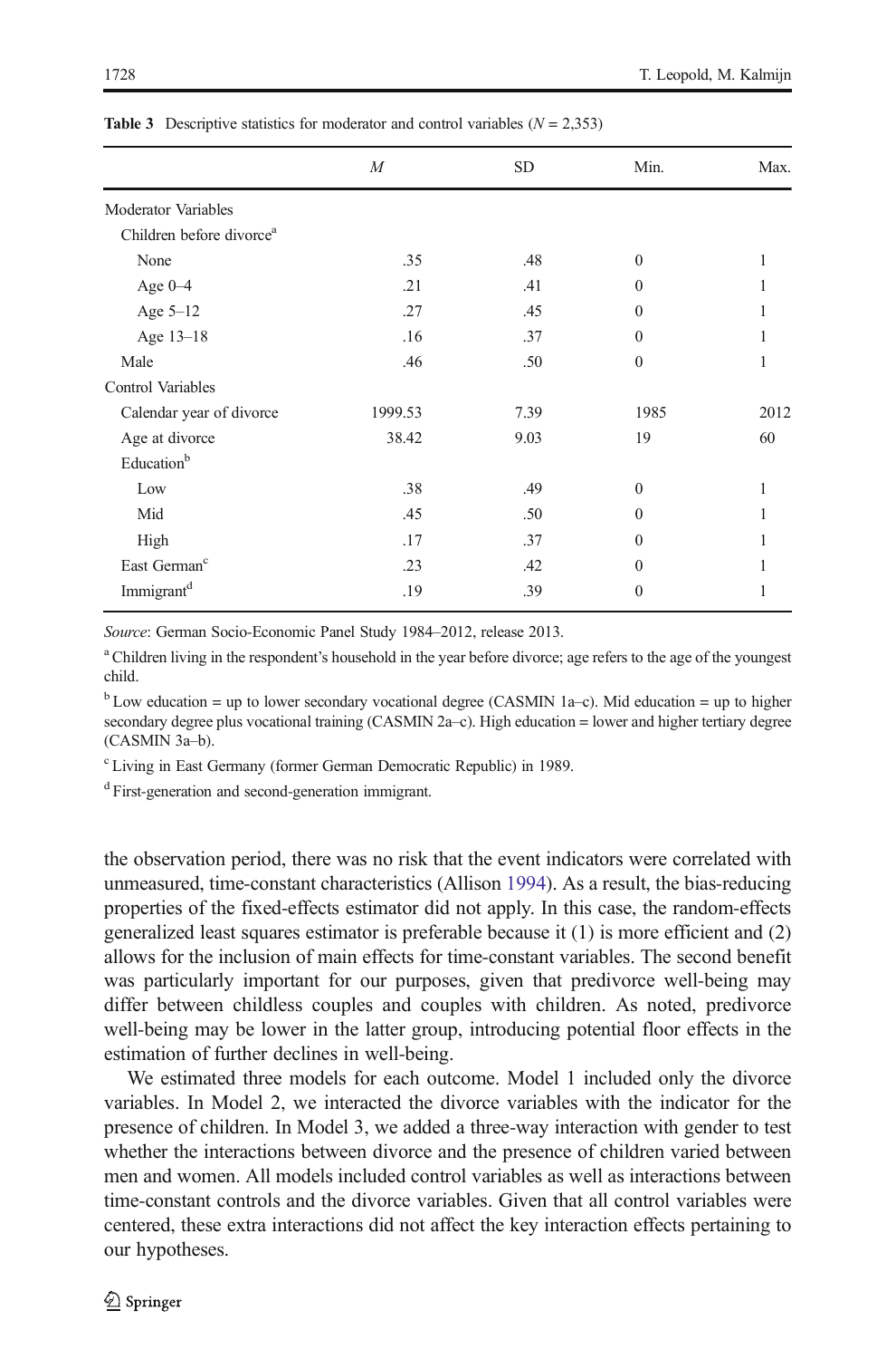**Table 3** Descriptive statistics for moderator and control variables ($N$ = 2,353)

| | *M* | SD | Min. | Max. |
|---|---|---|---|---|
| Moderator Variables | | | | |
| Children before divorce[a] | | | | |
| None | .35 | .48 | 0 | 1 |
| Age 0–4 | .21 | .41 | 0 | 1 |
| Age 5–12 | .27 | .45 | 0 | 1 |
| Age 13–18 | .16 | .37 | 0 | 1 |
| Male | .46 | .50 | 0 | 1 |
| Control Variables | | | | |
| Calendar year of divorce | 1999.53 | 7.39 | 1985 | 2012 |
| Age at divorce | 38.42 | 9.03 | 19 | 60 |
| Education[b] | | | | |
| Low | .38 | .49 | 0 | 1 |
| Mid | .45 | .50 | 0 | 1 |
| High | .17 | .37 | 0 | 1 |
| East German[c] | .23 | .42 | 0 | 1 |
| Immigrant[d] | .19 | .39 | 0 | 1 |

*Source*: German Socio-Economic Panel Study 1984–2012, release 2013.

[a] Children living in the respondent's household in the year before divorce; age refers to the age of the youngest child.

[b] Low education = up to lower secondary vocational degree (CASMIN 1a–c). Mid education = up to higher secondary degree plus vocational training (CASMIN 2a–c). High education = lower and higher tertiary degree (CASMIN 3a–b).

[c] Living in East Germany (former German Democratic Republic) in 1989.

[d] First-generation and second-generation immigrant.

the observation period, there was no risk that the event indicators were correlated with unmeasured, time-constant characteristics (Allison 1994). As a result, the bias-reducing properties of the fixed-effects estimator did not apply. In this case, the random-effects generalized least squares estimator is preferable because it (1) is more efficient and (2) allows for the inclusion of main effects for time-constant variables. The second benefit was particularly important for our purposes, given that predivorce well-being may differ between childless couples and couples with children. As noted, predivorce well-being may be lower in the latter group, introducing potential floor effects in the estimation of further declines in well-being.

We estimated three models for each outcome. Model 1 included only the divorce variables. In Model 2, we interacted the divorce variables with the indicator for the presence of children. In Model 3, we added a three-way interaction with gender to test whether the interactions between divorce and the presence of children varied between men and women. All models included control variables as well as interactions between time-constant controls and the divorce variables. Given that all control variables were centered, these extra interactions did not affect the key interaction effects pertaining to our hypotheses.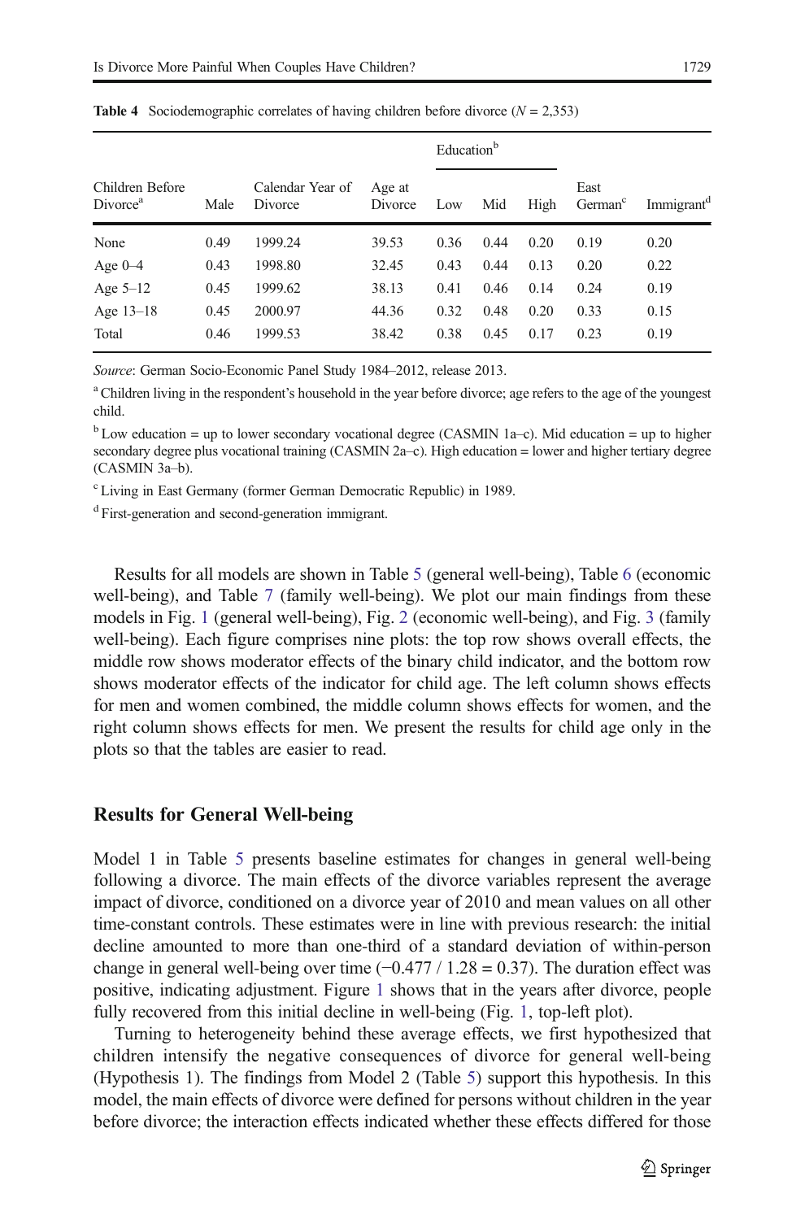**Table 4** Sociodemographic correlates of having children before divorce ($N$ = 2,353)

| Children Before Divorce[a] | Male | Calendar Year of Divorce | Age at Divorce | Education[b] | | | East German[c] | Immigrant[d] |
|---|---|---|---|---|---|---|---|---|
| | | | | Low | Mid | High | | |
| None | 0.49 | 1999.24 | 39.53 | 0.36 | 0.44 | 0.20 | 0.19 | 0.20 |
| Age 0–4 | 0.43 | 1998.80 | 32.45 | 0.43 | 0.44 | 0.13 | 0.20 | 0.22 |
| Age 5–12 | 0.45 | 1999.62 | 38.13 | 0.41 | 0.46 | 0.14 | 0.24 | 0.19 |
| Age 13–18 | 0.45 | 2000.97 | 44.36 | 0.32 | 0.48 | 0.20 | 0.33 | 0.15 |
| Total | 0.46 | 1999.53 | 38.42 | 0.38 | 0.45 | 0.17 | 0.23 | 0.19 |

*Source*: German Socio-Economic Panel Study 1984–2012, release 2013.

[a] Children living in the respondent's household in the year before divorce; age refers to the age of the youngest child.

[b] Low education = up to lower secondary vocational degree (CASMIN 1a–c). Mid education = up to higher secondary degree plus vocational training (CASMIN 2a–c). High education = lower and higher tertiary degree (CASMIN 3a–b).

[c] Living in East Germany (former German Democratic Republic) in 1989.

[d] First-generation and second-generation immigrant.

Results for all models are shown in Table 5 (general well-being), Table 6 (economic well-being), and Table 7 (family well-being). We plot our main findings from these models in Fig. 1 (general well-being), Fig. 2 (economic well-being), and Fig. 3 (family well-being). Each figure comprises nine plots: the top row shows overall effects, the middle row shows moderator effects of the binary child indicator, and the bottom row shows moderator effects of the indicator for child age. The left column shows effects for men and women combined, the middle column shows effects for women, and the right column shows effects for men. We present the results for child age only in the plots so that the tables are easier to read.

## Results for General Well-being

Model 1 in Table 5 presents baseline estimates for changes in general well-being following a divorce. The main effects of the divorce variables represent the average impact of divorce, conditioned on a divorce year of 2010 and mean values on all other time-constant controls. These estimates were in line with previous research: the initial decline amounted to more than one-third of a standard deviation of within-person change in general well-being over time ($-0.477 / 1.28 = 0.37$). The duration effect was positive, indicating adjustment. Figure 1 shows that in the years after divorce, people fully recovered from this initial decline in well-being (Fig. 1, top-left plot).

Turning to heterogeneity behind these average effects, we first hypothesized that children intensify the negative consequences of divorce for general well-being (Hypothesis 1). The findings from Model 2 (Table 5) support this hypothesis. In this model, the main effects of divorce were defined for persons without children in the year before divorce; the interaction effects indicated whether these effects differed for those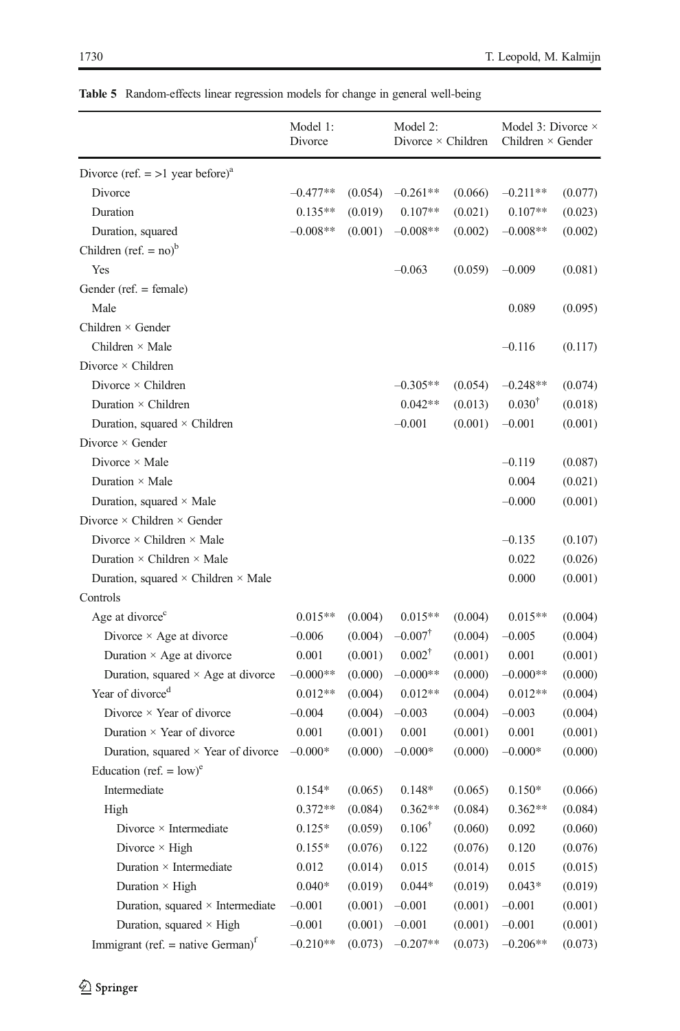**Table 5** Random-effects linear regression models for change in general well-being

| | Model 1: Divorce | | Model 2: Divorce × Children | | Model 3: Divorce × Children × Gender | |
|---|---|---|---|---|---|---|
| Divorce (ref. = >1 year before)[a] | | | | | | |
| Divorce | –0.477** | (0.054) | –0.261** | (0.066) | –0.211** | (0.077) |
| Duration | 0.135** | (0.019) | 0.107** | (0.021) | 0.107** | (0.023) |
| Duration, squared | –0.008** | (0.001) | –0.008** | (0.002) | –0.008** | (0.002) |
| Children (ref. = no)[b] | | | | | | |
| Yes | | | –0.063 | (0.059) | –0.009 | (0.081) |
| Gender (ref. = female) | | | | | | |
| Male | | | | | 0.089 | (0.095) |
| Children × Gender | | | | | | |
| Children × Male | | | | | –0.116 | (0.117) |
| Divorce × Children | | | | | | |
| Divorce × Children | | | –0.305** | (0.054) | –0.248** | (0.074) |
| Duration × Children | | | 0.042** | (0.013) | 0.030[†] | (0.018) |
| Duration, squared × Children | | | –0.001 | (0.001) | –0.001 | (0.001) |
| Divorce × Gender | | | | | | |
| Divorce × Male | | | | | –0.119 | (0.087) |
| Duration × Male | | | | | 0.004 | (0.021) |
| Duration, squared × Male | | | | | –0.000 | (0.001) |
| Divorce × Children × Gender | | | | | | |
| Divorce × Children × Male | | | | | –0.135 | (0.107) |
| Duration × Children × Male | | | | | 0.022 | (0.026) |
| Duration, squared × Children × Male | | | | | 0.000 | (0.001) |
| Controls | | | | | | |
| Age at divorce[c] | 0.015** | (0.004) | 0.015** | (0.004) | 0.015** | (0.004) |
| Divorce × Age at divorce | –0.006 | (0.004) | –0.007[†] | (0.004) | –0.005 | (0.004) |
| Duration × Age at divorce | 0.001 | (0.001) | 0.002[†] | (0.001) | 0.001 | (0.001) |
| Duration, squared × Age at divorce | –0.000** | (0.000) | –0.000** | (0.000) | –0.000** | (0.000) |
| Year of divorce[d] | 0.012** | (0.004) | 0.012** | (0.004) | 0.012** | (0.004) |
| Divorce × Year of divorce | –0.004 | (0.004) | –0.003 | (0.004) | –0.003 | (0.004) |
| Duration × Year of divorce | 0.001 | (0.001) | 0.001 | (0.001) | 0.001 | (0.001) |
| Duration, squared × Year of divorce | –0.000* | (0.000) | –0.000* | (0.000) | –0.000* | (0.000) |
| Education (ref. = low)[e] | | | | | | |
| Intermediate | 0.154* | (0.065) | 0.148* | (0.065) | 0.150* | (0.066) |
| High | 0.372** | (0.084) | 0.362** | (0.084) | 0.362** | (0.084) |
| Divorce × Intermediate | 0.125* | (0.059) | 0.106[†] | (0.060) | 0.092 | (0.060) |
| Divorce × High | 0.155* | (0.076) | 0.122 | (0.076) | 0.120 | (0.076) |
| Duration × Intermediate | 0.012 | (0.014) | 0.015 | (0.014) | 0.015 | (0.015) |
| Duration × High | 0.040* | (0.019) | 0.044* | (0.019) | 0.043* | (0.019) |
| Duration, squared × Intermediate | –0.001 | (0.001) | –0.001 | (0.001) | –0.001 | (0.001) |
| Duration, squared × High | –0.001 | (0.001) | –0.001 | (0.001) | –0.001 | (0.001) |
| Immigrant (ref. = native German)[f] | –0.210** | (0.073) | –0.207** | (0.073) | –0.206** | (0.073) |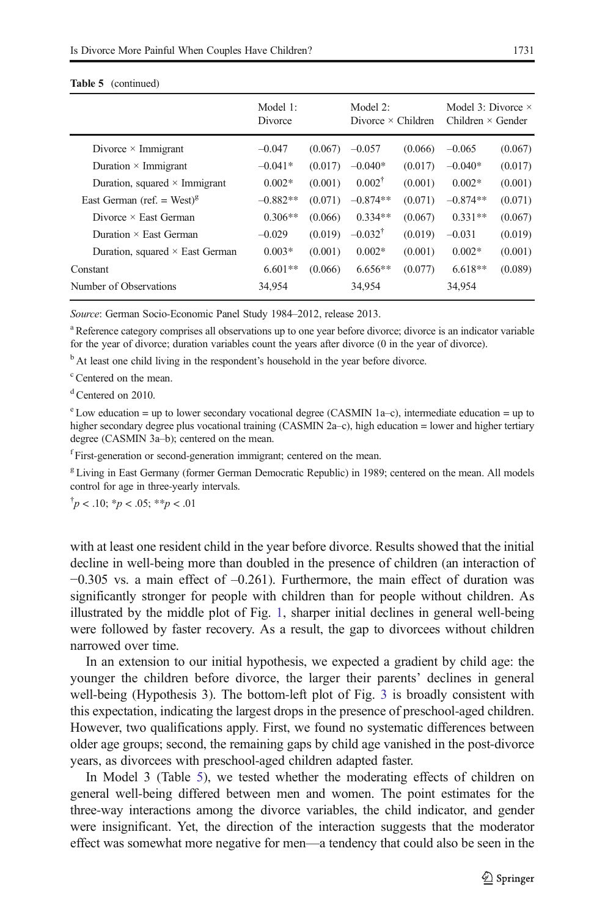**Table 5** (continued)

| | Model 1: Divorce | | Model 2: Divorce × Children | | Model 3: Divorce × Children × Gender | |
|---|---|---|---|---|---|---|
| Divorce × Immigrant | –0.047 | (0.067) | –0.057 | (0.066) | –0.065 | (0.067) |
| Duration × Immigrant | –0.041* | (0.017) | –0.040* | (0.017) | –0.040* | (0.017) |
| Duration, squared × Immigrant | 0.002* | (0.001) | 0.002[†] | (0.001) | 0.002* | (0.001) |
| East German (ref. = West)[g] | –0.882** | (0.071) | –0.874** | (0.071) | –0.874** | (0.071) |
| Divorce × East German | 0.306** | (0.066) | 0.334** | (0.067) | 0.331** | (0.067) |
| Duration × East German | –0.029 | (0.019) | –0.032[†] | (0.019) | –0.031 | (0.019) |
| Duration, squared × East German | 0.003* | (0.001) | 0.002* | (0.001) | 0.002* | (0.001) |
| Constant | 6.601** | (0.066) | 6.656** | (0.077) | 6.618** | (0.089) |
| Number of Observations | 34,954 | | 34,954 | | 34,954 | |

*Source*: German Socio-Economic Panel Study 1984–2012, release 2013.

[a] Reference category comprises all observations up to one year before divorce; divorce is an indicator variable for the year of divorce; duration variables count the years after divorce (0 in the year of divorce).

[b] At least one child living in the respondent's household in the year before divorce.

[c] Centered on the mean.

[d] Centered on 2010.

[e] Low education = up to lower secondary vocational degree (CASMIN 1a–c), intermediate education = up to higher secondary degree plus vocational training (CASMIN 2a–c), high education = lower and higher tertiary degree (CASMIN 3a–b); centered on the mean.

[f] First-generation or second-generation immigrant; centered on the mean.

[g] Living in East Germany (former German Democratic Republic) in 1989; centered on the mean. All models control for age in three-yearly intervals.

[†] $p < .10$; * $p < .05$; ** $p < .01$

with at least one resident child in the year before divorce. Results showed that the initial decline in well-being more than doubled in the presence of children (an interaction of −0.305 vs. a main effect of –0.261). Furthermore, the main effect of duration was significantly stronger for people with children than for people without children. As illustrated by the middle plot of Fig. 1, sharper initial declines in general well-being were followed by faster recovery. As a result, the gap to divorcees without children narrowed over time.

In an extension to our initial hypothesis, we expected a gradient by child age: the younger the children before divorce, the larger their parents' declines in general well-being (Hypothesis 3). The bottom-left plot of Fig. 3 is broadly consistent with this expectation, indicating the largest drops in the presence of preschool-aged children. However, two qualifications apply. First, we found no systematic differences between older age groups; second, the remaining gaps by child age vanished in the post-divorce years, as divorcees with preschool-aged children adapted faster.

In Model 3 (Table 5), we tested whether the moderating effects of children on general well-being differed between men and women. The point estimates for the three-way interactions among the divorce variables, the child indicator, and gender were insignificant. Yet, the direction of the interaction suggests that the moderator effect was somewhat more negative for men—a tendency that could also be seen in the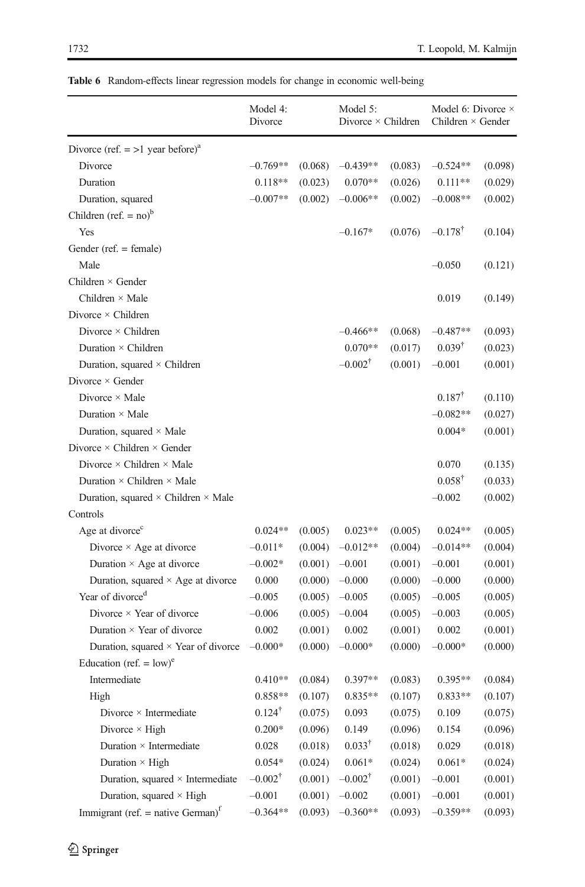**Table 6** Random-effects linear regression models for change in economic well-being

| | Model 4: Divorce | | Model 5: Divorce × Children | | Model 6: Divorce × Children × Gender | |
|---|---|---|---|---|---|---|
| Divorce (ref. = >1 year before)[a] | | | | | | |
| Divorce | –0.769** | (0.068) | –0.439** | (0.083) | –0.524** | (0.098) |
| Duration | 0.118** | (0.023) | 0.070** | (0.026) | 0.111** | (0.029) |
| Duration, squared | –0.007** | (0.002) | –0.006** | (0.002) | –0.008** | (0.002) |
| Children (ref. = no)[b] | | | | | | |
| Yes | | | –0.167* | (0.076) | –0.178[†] | (0.104) |
| Gender (ref. = female) | | | | | | |
| Male | | | | | –0.050 | (0.121) |
| Children × Gender | | | | | | |
| Children × Male | | | | | 0.019 | (0.149) |
| Divorce × Children | | | | | | |
| Divorce × Children | | | –0.466** | (0.068) | –0.487** | (0.093) |
| Duration × Children | | | 0.070** | (0.017) | 0.039[†] | (0.023) |
| Duration, squared × Children | | | –0.002[†] | (0.001) | –0.001 | (0.001) |
| Divorce × Gender | | | | | | |
| Divorce × Male | | | | | 0.187[†] | (0.110) |
| Duration × Male | | | | | –0.082** | (0.027) |
| Duration, squared × Male | | | | | 0.004* | (0.001) |
| Divorce × Children × Gender | | | | | | |
| Divorce × Children × Male | | | | | 0.070 | (0.135) |
| Duration × Children × Male | | | | | 0.058[†] | (0.033) |
| Duration, squared × Children × Male | | | | | –0.002 | (0.002) |
| Controls | | | | | | |
| Age at divorce[c] | 0.024** | (0.005) | 0.023** | (0.005) | 0.024** | (0.005) |
| Divorce × Age at divorce | –0.011* | (0.004) | –0.012** | (0.004) | –0.014** | (0.004) |
| Duration × Age at divorce | –0.002* | (0.001) | –0.001 | (0.001) | –0.001 | (0.001) |
| Duration, squared × Age at divorce | 0.000 | (0.000) | –0.000 | (0.000) | –0.000 | (0.000) |
| Year of divorce[d] | –0.005 | (0.005) | –0.005 | (0.005) | –0.005 | (0.005) |
| Divorce × Year of divorce | –0.006 | (0.005) | –0.004 | (0.005) | –0.003 | (0.005) |
| Duration × Year of divorce | 0.002 | (0.001) | 0.002 | (0.001) | 0.002 | (0.001) |
| Duration, squared × Year of divorce | –0.000* | (0.000) | –0.000* | (0.000) | –0.000* | (0.000) |
| Education (ref. = low)[e] | | | | | | |
| Intermediate | 0.410** | (0.084) | 0.397** | (0.083) | 0.395** | (0.084) |
| High | 0.858** | (0.107) | 0.835** | (0.107) | 0.833** | (0.107) |
| Divorce × Intermediate | 0.124[†] | (0.075) | 0.093 | (0.075) | 0.109 | (0.075) |
| Divorce × High | 0.200* | (0.096) | 0.149 | (0.096) | 0.154 | (0.096) |
| Duration × Intermediate | 0.028 | (0.018) | 0.033[†] | (0.018) | 0.029 | (0.018) |
| Duration × High | 0.054* | (0.024) | 0.061* | (0.024) | 0.061* | (0.024) |
| Duration, squared × Intermediate | –0.002[†] | (0.001) | –0.002[†] | (0.001) | –0.001 | (0.001) |
| Duration, squared × High | –0.001 | (0.001) | –0.002 | (0.001) | –0.001 | (0.001) |
| Immigrant (ref. = native German)[f] | –0.364** | (0.093) | –0.360** | (0.093) | –0.359** | (0.093) |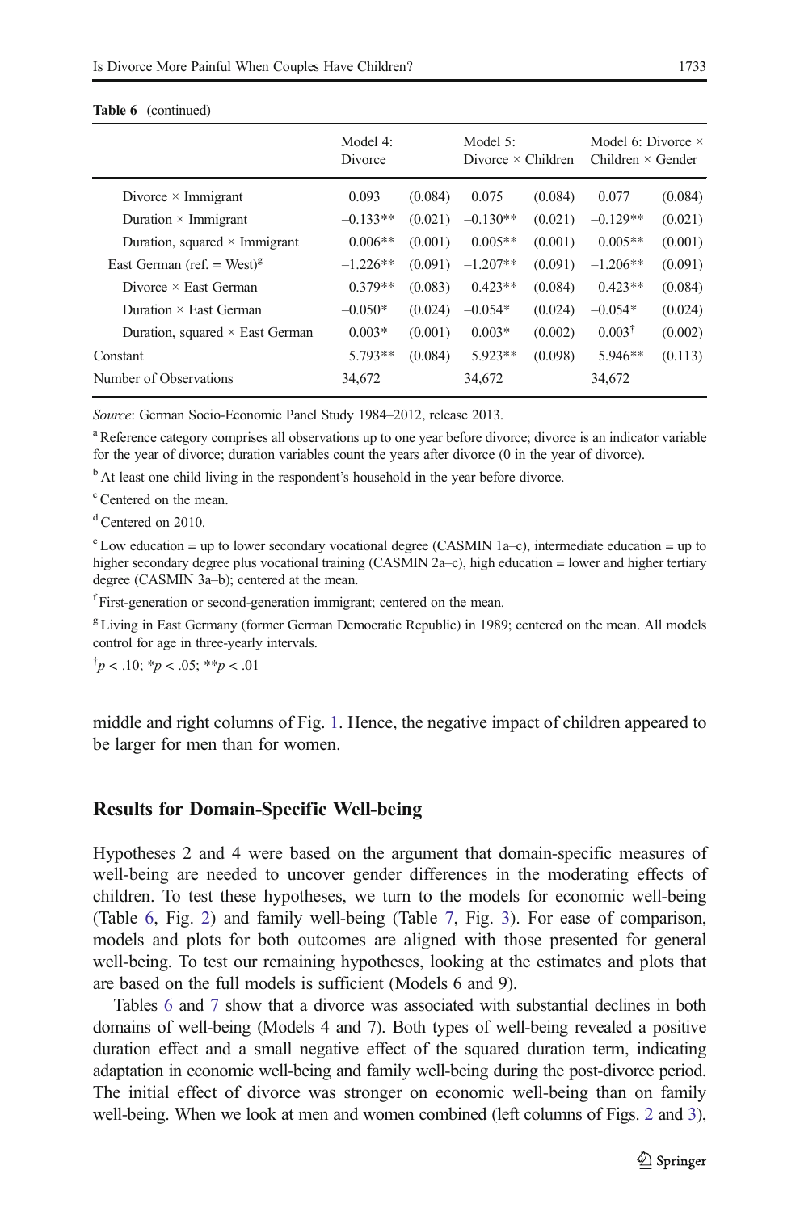**Table 6** (continued)

| | Model 4: Divorce | | Model 5: Divorce × Children | | Model 6: Divorce × Children × Gender | |
|---|---|---|---|---|---|---|
| Divorce × Immigrant | 0.093 | (0.084) | 0.075 | (0.084) | 0.077 | (0.084) |
| Duration × Immigrant | –0.133** | (0.021) | –0.130** | (0.021) | –0.129** | (0.021) |
| Duration, squared × Immigrant | 0.006** | (0.001) | 0.005** | (0.001) | 0.005** | (0.001) |
| East German (ref. = West)[g] | –1.226** | (0.091) | –1.207** | (0.091) | –1.206** | (0.091) |
| Divorce × East German | 0.379** | (0.083) | 0.423** | (0.084) | 0.423** | (0.084) |
| Duration × East German | –0.050* | (0.024) | –0.054* | (0.024) | –0.054* | (0.024) |
| Duration, squared × East German | 0.003* | (0.001) | 0.003* | (0.002) | 0.003[†] | (0.002) |
| Constant | 5.793** | (0.084) | 5.923** | (0.098) | 5.946** | (0.113) |
| Number of Observations | 34,672 | | 34,672 | | 34,672 | |

*Source*: German Socio-Economic Panel Study 1984–2012, release 2013.

[a] Reference category comprises all observations up to one year before divorce; divorce is an indicator variable for the year of divorce; duration variables count the years after divorce (0 in the year of divorce).

[b] At least one child living in the respondent's household in the year before divorce.

[c] Centered on the mean.

[d] Centered on 2010.

[e] Low education = up to lower secondary vocational degree (CASMIN 1a–c), intermediate education = up to higher secondary degree plus vocational training (CASMIN 2a–c), high education = lower and higher tertiary degree (CASMIN 3a–b); centered at the mean.

[f] First-generation or second-generation immigrant; centered on the mean.

[g] Living in East Germany (former German Democratic Republic) in 1989; centered on the mean. All models control for age in three-yearly intervals.

[†] $p < .10$; * $p < .05$; ** $p < .01$

middle and right columns of Fig. 1. Hence, the negative impact of children appeared to be larger for men than for women.

## Results for Domain-Specific Well-being

Hypotheses 2 and 4 were based on the argument that domain-specific measures of well-being are needed to uncover gender differences in the moderating effects of children. To test these hypotheses, we turn to the models for economic well-being (Table 6, Fig. 2) and family well-being (Table 7, Fig. 3). For ease of comparison, models and plots for both outcomes are aligned with those presented for general well-being. To test our remaining hypotheses, looking at the estimates and plots that are based on the full models is sufficient (Models 6 and 9).

Tables 6 and 7 show that a divorce was associated with substantial declines in both domains of well-being (Models 4 and 7). Both types of well-being revealed a positive duration effect and a small negative effect of the squared duration term, indicating adaptation in economic well-being and family well-being during the post-divorce period. The initial effect of divorce was stronger on economic well-being than on family well-being. When we look at men and women combined (left columns of Figs. 2 and 3),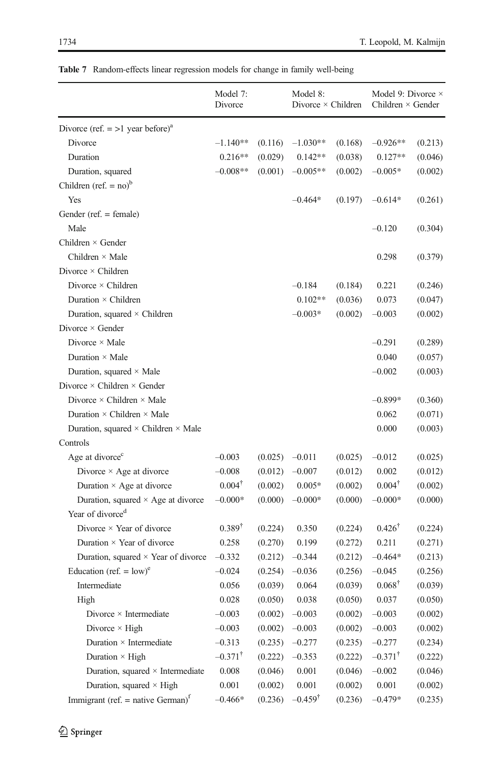**Table 7** Random-effects linear regression models for change in family well-being

| | Model 7: Divorce | | Model 8: Divorce × Children | | Model 9: Divorce × Children × Gender | |
|---|---|---|---|---|---|---|
| Divorce (ref. = >1 year before)[a] | | | | | | |
| Divorce | −1.140** | (0.116) | −1.030** | (0.168) | −0.926** | (0.213) |
| Duration | 0.216** | (0.029) | 0.142** | (0.038) | 0.127** | (0.046) |
| Duration, squared | −0.008** | (0.001) | −0.005** | (0.002) | −0.005* | (0.002) |
| Children (ref. = no)[b] | | | | | | |
| Yes | | | −0.464* | (0.197) | −0.614* | (0.261) |
| Gender (ref. = female) | | | | | | |
| Male | | | | | −0.120 | (0.304) |
| Children × Gender | | | | | | |
| Children × Male | | | | | 0.298 | (0.379) |
| Divorce × Children | | | | | | |
| Divorce × Children | | | −0.184 | (0.184) | 0.221 | (0.246) |
| Duration × Children | | | 0.102** | (0.036) | 0.073 | (0.047) |
| Duration, squared × Children | | | −0.003* | (0.002) | −0.003 | (0.002) |
| Divorce × Gender | | | | | | |
| Divorce × Male | | | | | −0.291 | (0.289) |
| Duration × Male | | | | | 0.040 | (0.057) |
| Duration, squared × Male | | | | | −0.002 | (0.003) |
| Divorce × Children × Gender | | | | | | |
| Divorce × Children × Male | | | | | −0.899* | (0.360) |
| Duration × Children × Male | | | | | 0.062 | (0.071) |
| Duration, squared × Children × Male | | | | | 0.000 | (0.003) |
| Controls | | | | | | |
| Age at divorce[c] | −0.003 | (0.025) | −0.011 | (0.025) | −0.012 | (0.025) |
| Divorce × Age at divorce | −0.008 | (0.012) | −0.007 | (0.012) | 0.002 | (0.012) |
| Duration × Age at divorce | 0.004[†] | (0.002) | 0.005* | (0.002) | 0.004[†] | (0.002) |
| Duration, squared × Age at divorce | −0.000* | (0.000) | −0.000* | (0.000) | −0.000* | (0.000) |
| Year of divorce[d] | | | | | | |
| Divorce × Year of divorce | 0.389[†] | (0.224) | 0.350 | (0.224) | 0.426[†] | (0.224) |
| Duration × Year of divorce | 0.258 | (0.270) | 0.199 | (0.272) | 0.211 | (0.271) |
| Duration, squared × Year of divorce | −0.332 | (0.212) | −0.344 | (0.212) | −0.464* | (0.213) |
| Education (ref. = low)[e] | −0.024 | (0.254) | −0.036 | (0.256) | −0.045 | (0.256) |
| Intermediate | 0.056 | (0.039) | 0.064 | (0.039) | 0.068[†] | (0.039) |
| High | 0.028 | (0.050) | 0.038 | (0.050) | 0.037 | (0.050) |
| Divorce × Intermediate | −0.003 | (0.002) | −0.003 | (0.002) | −0.003 | (0.002) |
| Divorce × High | −0.003 | (0.002) | −0.003 | (0.002) | −0.003 | (0.002) |
| Duration × Intermediate | −0.313 | (0.235) | −0.277 | (0.235) | −0.277 | (0.234) |
| Duration × High | −0.371[†] | (0.222) | −0.353 | (0.222) | −0.371[†] | (0.222) |
| Duration, squared × Intermediate | 0.008 | (0.046) | 0.001 | (0.046) | −0.002 | (0.046) |
| Duration, squared × High | 0.001 | (0.002) | 0.001 | (0.002) | 0.001 | (0.002) |
| Immigrant (ref. = native German)[f] | −0.466* | (0.236) | −0.459[†] | (0.236) | −0.479* | (0.235) |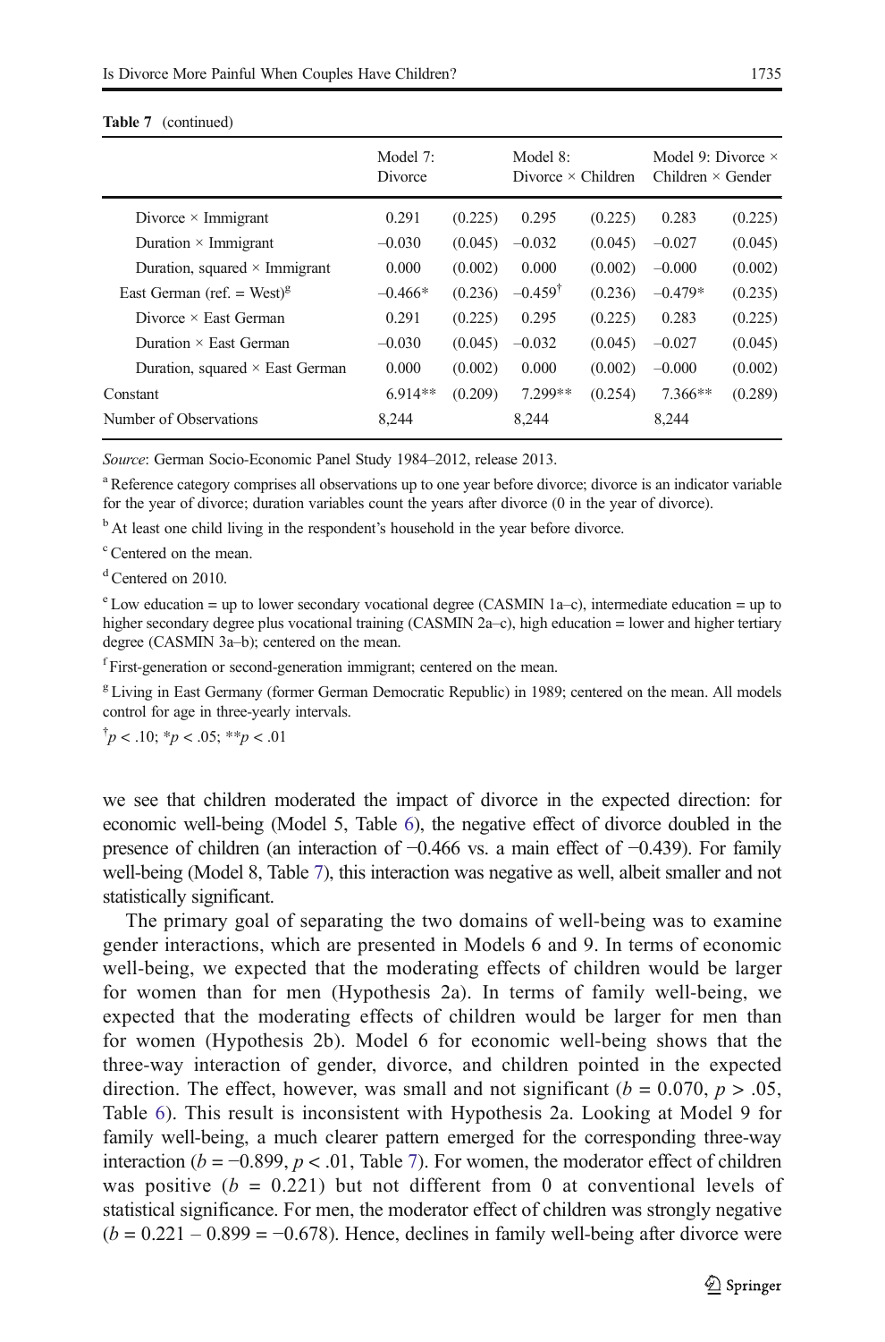**Table 7** (continued)

| | Model 7: Divorce | | Model 8: Divorce × Children | | Model 9: Divorce × Children × Gender | |
|---|---|---|---|---|---|---|
| Divorce × Immigrant | 0.291 | (0.225) | 0.295 | (0.225) | 0.283 | (0.225) |
| Duration × Immigrant | –0.030 | (0.045) | –0.032 | (0.045) | –0.027 | (0.045) |
| Duration, squared × Immigrant | 0.000 | (0.002) | 0.000 | (0.002) | –0.000 | (0.002) |
| East German (ref. = West)[g] | –0.466* | (0.236) | –0.459[†] | (0.236) | –0.479* | (0.235) |
| Divorce × East German | 0.291 | (0.225) | 0.295 | (0.225) | 0.283 | (0.225) |
| Duration × East German | –0.030 | (0.045) | –0.032 | (0.045) | –0.027 | (0.045) |
| Duration, squared × East German | 0.000 | (0.002) | 0.000 | (0.002) | –0.000 | (0.002) |
| Constant | 6.914** | (0.209) | 7.299** | (0.254) | 7.366** | (0.289) |
| Number of Observations | 8,244 | | 8,244 | | 8,244 | |

*Source*: German Socio-Economic Panel Study 1984–2012, release 2013.

[a] Reference category comprises all observations up to one year before divorce; divorce is an indicator variable for the year of divorce; duration variables count the years after divorce (0 in the year of divorce).

[b] At least one child living in the respondent's household in the year before divorce.

[c] Centered on the mean.

[d] Centered on 2010.

[e] Low education = up to lower secondary vocational degree (CASMIN 1a–c), intermediate education = up to higher secondary degree plus vocational training (CASMIN 2a–c), high education = lower and higher tertiary degree (CASMIN 3a–b); centered on the mean.

[f] First-generation or second-generation immigrant; centered on the mean.

[g] Living in East Germany (former German Democratic Republic) in 1989; centered on the mean. All models control for age in three-yearly intervals.

[†] $p < .10$; * $p < .05$; ** $p < .01$

we see that children moderated the impact of divorce in the expected direction: for economic well-being (Model 5, Table 6), the negative effect of divorce doubled in the presence of children (an interaction of −0.466 vs. a main effect of −0.439). For family well-being (Model 8, Table 7), this interaction was negative as well, albeit smaller and not statistically significant.

The primary goal of separating the two domains of well-being was to examine gender interactions, which are presented in Models 6 and 9. In terms of economic well-being, we expected that the moderating effects of children would be larger for women than for men (Hypothesis 2a). In terms of family well-being, we expected that the moderating effects of children would be larger for men than for women (Hypothesis 2b). Model 6 for economic well-being shows that the three-way interaction of gender, divorce, and children pointed in the expected direction. The effect, however, was small and not significant ($b = 0.070$, $p > .05$, Table 6). This result is inconsistent with Hypothesis 2a. Looking at Model 9 for family well-being, a much clearer pattern emerged for the corresponding three-way interaction ($b = -0.899$, $p < .01$, Table 7). For women, the moderator effect of children was positive ($b = 0.221$) but not different from 0 at conventional levels of statistical significance. For men, the moderator effect of children was strongly negative ($b = 0.221 - 0.899 = -0.678$). Hence, declines in family well-being after divorce were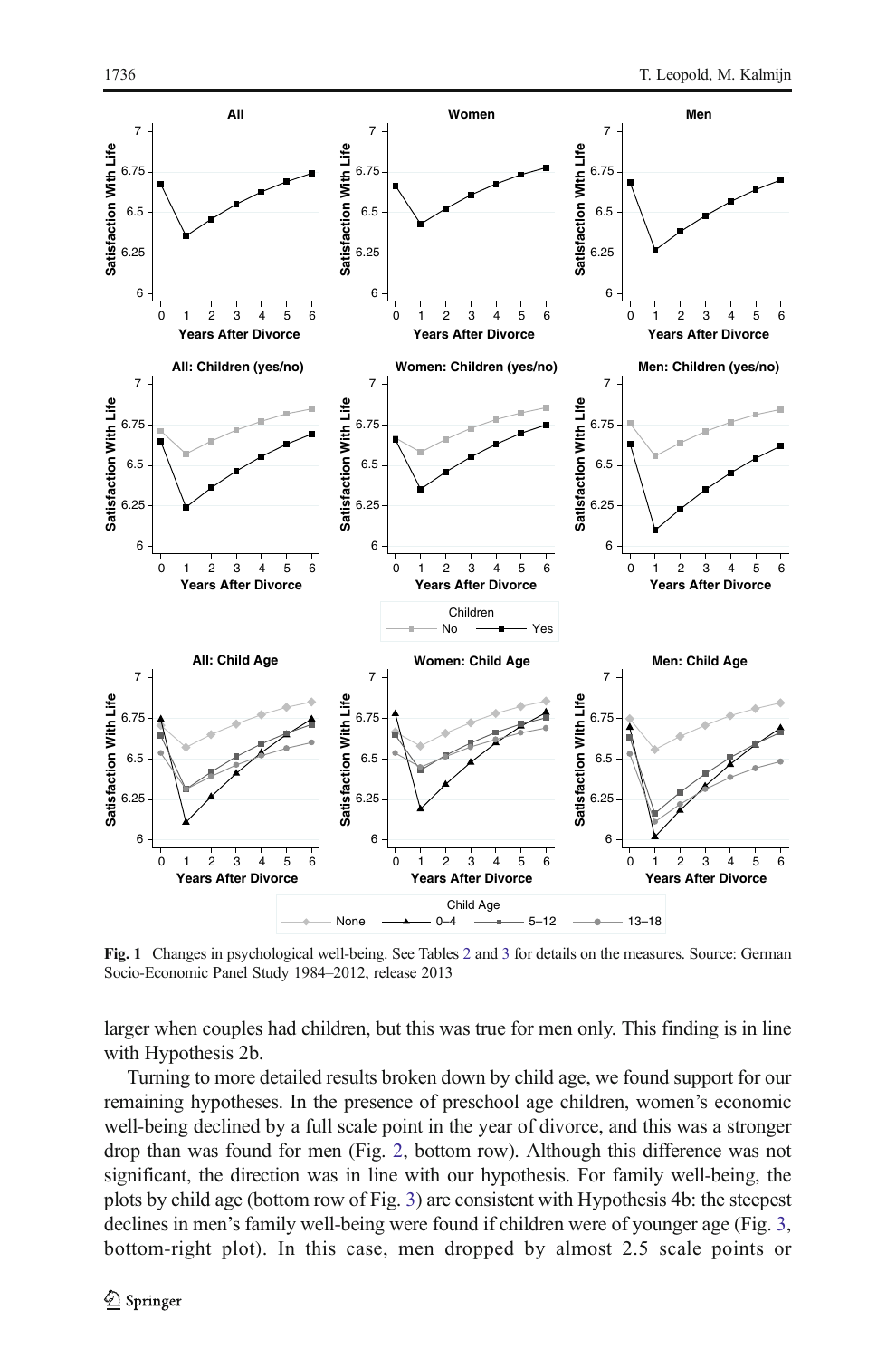Fig. 1 Changes in psychological well-being. See Tables 2 and 3 for details on the measures. Source: German Socio-Economic Panel Study 1984–2012, release 2013

larger when couples had children, but this was true for men only. This finding is in line with Hypothesis 2b.

Turning to more detailed results broken down by child age, we found support for our remaining hypotheses. In the presence of preschool age children, women's economic well-being declined by a full scale point in the year of divorce, and this was a stronger drop than was found for men (Fig. 2, bottom row). Although this difference was not significant, the direction was in line with our hypothesis. For family well-being, the plots by child age (bottom row of Fig. 3) are consistent with Hypothesis 4b: the steepest declines in men's family well-being were found if children were of younger age (Fig. 3, bottom-right plot). In this case, men dropped by almost 2.5 scale points or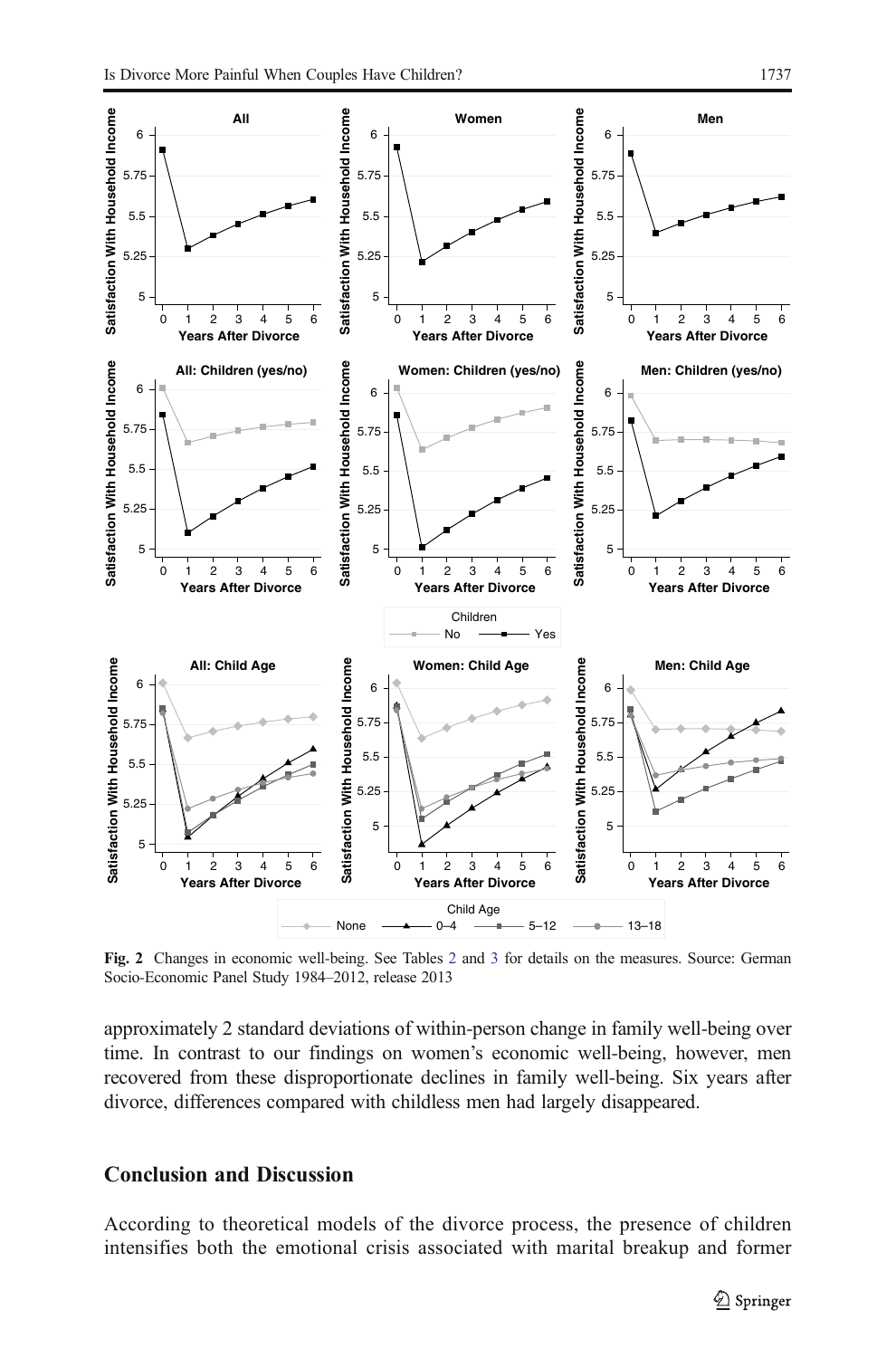Fig. 2 Changes in economic well-being. See Tables 2 and 3 for details on the measures. Source: German Socio-Economic Panel Study 1984–2012, release 2013

approximately 2 standard deviations of within-person change in family well-being over time. In contrast to our findings on women's economic well-being, however, men recovered from these disproportionate declines in family well-being. Six years after divorce, differences compared with childless men had largely disappeared.

## Conclusion and Discussion

According to theoretical models of the divorce process, the presence of children intensifies both the emotional crisis associated with marital breakup and former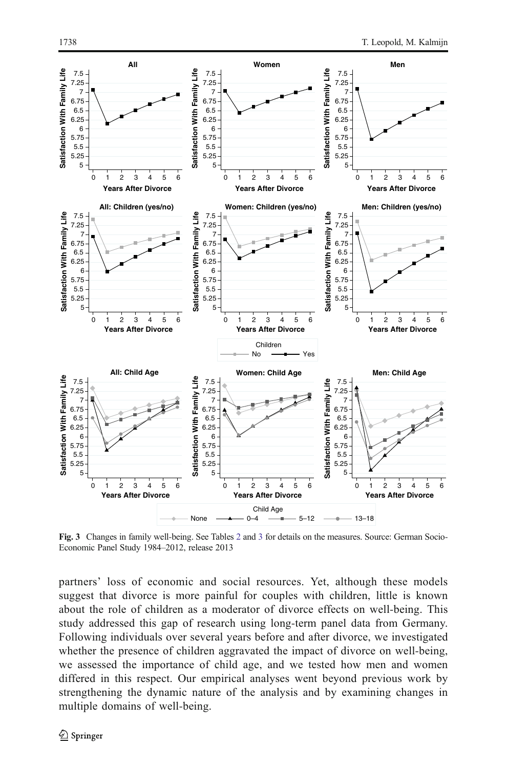**Fig. 3** Changes in family well-being. See Tables 2 and 3 for details on the measures. Source: German Socio-Economic Panel Study 1984–2012, release 2013

partners' loss of economic and social resources. Yet, although these models suggest that divorce is more painful for couples with children, little is known about the role of children as a moderator of divorce effects on well-being. This study addressed this gap of research using long-term panel data from Germany. Following individuals over several years before and after divorce, we investigated whether the presence of children aggravated the impact of divorce on well-being, we assessed the importance of child age, and we tested how men and women differed in this respect. Our empirical analyses went beyond previous work by strengthening the dynamic nature of the analysis and by examining changes in multiple domains of well-being.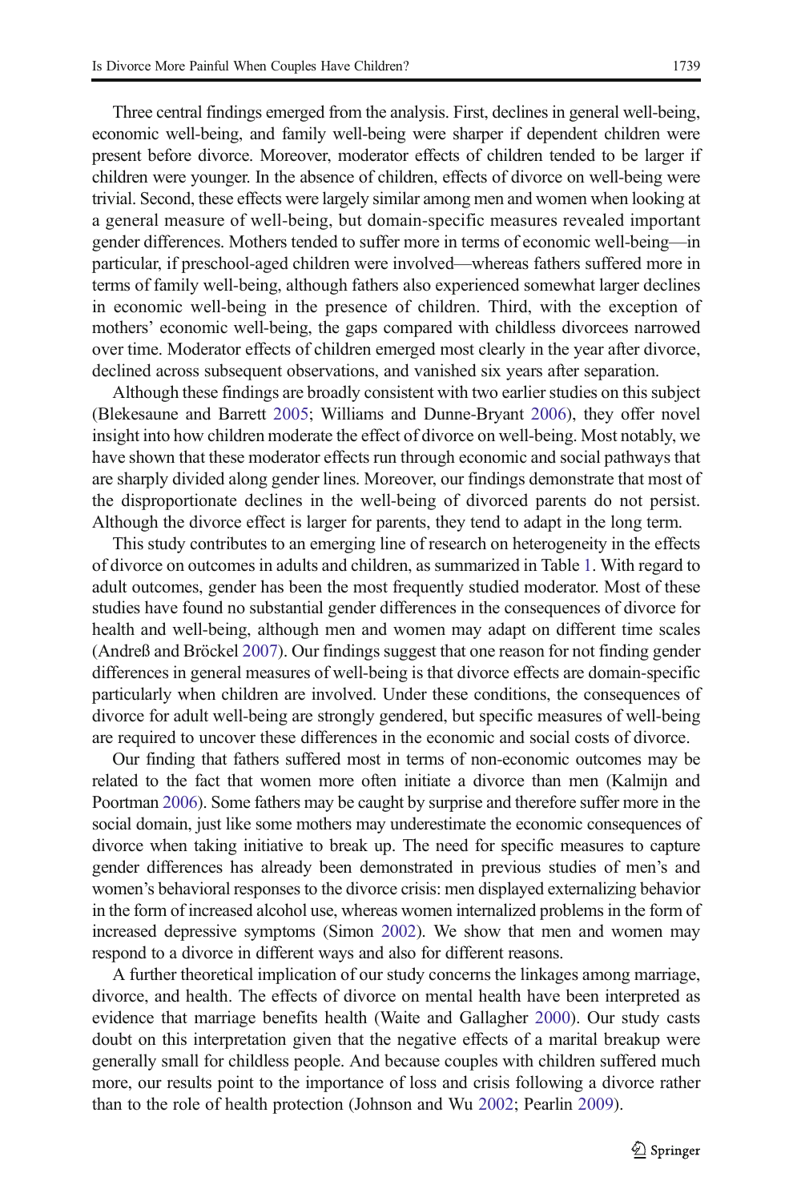Three central findings emerged from the analysis. First, declines in general well-being, economic well-being, and family well-being were sharper if dependent children were present before divorce. Moreover, moderator effects of children tended to be larger if children were younger. In the absence of children, effects of divorce on well-being were trivial. Second, these effects were largely similar among men and women when looking at a general measure of well-being, but domain-specific measures revealed important gender differences. Mothers tended to suffer more in terms of economic well-being—in particular, if preschool-aged children were involved—whereas fathers suffered more in terms of family well-being, although fathers also experienced somewhat larger declines in economic well-being in the presence of children. Third, with the exception of mothers' economic well-being, the gaps compared with childless divorcees narrowed over time. Moderator effects of children emerged most clearly in the year after divorce, declined across subsequent observations, and vanished six years after separation.

Although these findings are broadly consistent with two earlier studies on this subject (Blekesaune and Barrett 2005; Williams and Dunne-Bryant 2006), they offer novel insight into how children moderate the effect of divorce on well-being. Most notably, we have shown that these moderator effects run through economic and social pathways that are sharply divided along gender lines. Moreover, our findings demonstrate that most of the disproportionate declines in the well-being of divorced parents do not persist. Although the divorce effect is larger for parents, they tend to adapt in the long term.

This study contributes to an emerging line of research on heterogeneity in the effects of divorce on outcomes in adults and children, as summarized in Table 1. With regard to adult outcomes, gender has been the most frequently studied moderator. Most of these studies have found no substantial gender differences in the consequences of divorce for health and well-being, although men and women may adapt on different time scales (Andreß and Bröckel 2007). Our findings suggest that one reason for not finding gender differences in general measures of well-being is that divorce effects are domain-specific particularly when children are involved. Under these conditions, the consequences of divorce for adult well-being are strongly gendered, but specific measures of well-being are required to uncover these differences in the economic and social costs of divorce.

Our finding that fathers suffered most in terms of non-economic outcomes may be related to the fact that women more often initiate a divorce than men (Kalmijn and Poortman 2006). Some fathers may be caught by surprise and therefore suffer more in the social domain, just like some mothers may underestimate the economic consequences of divorce when taking initiative to break up. The need for specific measures to capture gender differences has already been demonstrated in previous studies of men's and women's behavioral responses to the divorce crisis: men displayed externalizing behavior in the form of increased alcohol use, whereas women internalized problems in the form of increased depressive symptoms (Simon 2002). We show that men and women may respond to a divorce in different ways and also for different reasons.

A further theoretical implication of our study concerns the linkages among marriage, divorce, and health. The effects of divorce on mental health have been interpreted as evidence that marriage benefits health (Waite and Gallagher 2000). Our study casts doubt on this interpretation given that the negative effects of a marital breakup were generally small for childless people. And because couples with children suffered much more, our results point to the importance of loss and crisis following a divorce rather than to the role of health protection (Johnson and Wu 2002; Pearlin 2009).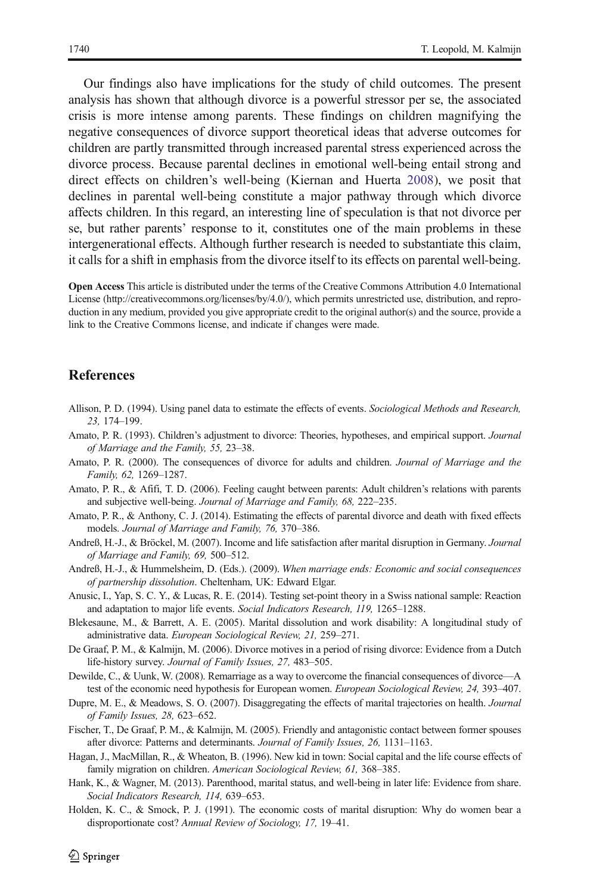Our findings also have implications for the study of child outcomes. The present analysis has shown that although divorce is a powerful stressor per se, the associated crisis is more intense among parents. These findings on children magnifying the negative consequences of divorce support theoretical ideas that adverse outcomes for children are partly transmitted through increased parental stress experienced across the divorce process. Because parental declines in emotional well-being entail strong and direct effects on children's well-being (Kiernan and Huerta 2008), we posit that declines in parental well-being constitute a major pathway through which divorce affects children. In this regard, an interesting line of speculation is that not divorce per se, but rather parents' response to it, constitutes one of the main problems in these intergenerational effects. Although further research is needed to substantiate this claim, it calls for a shift in emphasis from the divorce itself to its effects on parental well-being.

**Open Access** This article is distributed under the terms of the Creative Commons Attribution 4.0 International License (http://creativecommons.org/licenses/by/4.0/), which permits unrestricted use, distribution, and reproduction in any medium, provided you give appropriate credit to the original author(s) and the source, provide a link to the Creative Commons license, and indicate if changes were made.

## References

Allison, P. D. (1994). Using panel data to estimate the effects of events. *Sociological Methods and Research, 23,* 174–199.

Amato, P. R. (1993). Children's adjustment to divorce: Theories, hypotheses, and empirical support. *Journal of Marriage and the Family, 55,* 23–38.

Amato, P. R. (2000). The consequences of divorce for adults and children. *Journal of Marriage and the Family, 62,* 1269–1287.

Amato, P. R., & Afifi, T. D. (2006). Feeling caught between parents: Adult children's relations with parents and subjective well-being. *Journal of Marriage and Family, 68,* 222–235.

Amato, P. R., & Anthony, C. J. (2014). Estimating the effects of parental divorce and death with fixed effects models. *Journal of Marriage and Family, 76,* 370–386.

Andreß, H.-J., & Bröckel, M. (2007). Income and life satisfaction after marital disruption in Germany. *Journal of Marriage and Family, 69,* 500–512.

Andreß, H.-J., & Hummelsheim, D. (Eds.). (2009). *When marriage ends: Economic and social consequences of partnership dissolution*. Cheltenham, UK: Edward Elgar.

Anusic, I., Yap, S. C. Y., & Lucas, R. E. (2014). Testing set-point theory in a Swiss national sample: Reaction and adaptation to major life events. *Social Indicators Research, 119,* 1265–1288.

Blekesaune, M., & Barrett, A. E. (2005). Marital dissolution and work disability: A longitudinal study of administrative data. *European Sociological Review, 21,* 259–271.

De Graaf, P. M., & Kalmijn, M. (2006). Divorce motives in a period of rising divorce: Evidence from a Dutch life-history survey. *Journal of Family Issues, 27,* 483–505.

Dewilde, C., & Uunk, W. (2008). Remarriage as a way to overcome the financial consequences of divorce—A test of the economic need hypothesis for European women. *European Sociological Review, 24,* 393–407.

Dupre, M. E., & Meadows, S. O. (2007). Disaggregating the effects of marital trajectories on health. *Journal of Family Issues, 28,* 623–652.

Fischer, T., De Graaf, P. M., & Kalmijn, M. (2005). Friendly and antagonistic contact between former spouses after divorce: Patterns and determinants. *Journal of Family Issues, 26,* 1131–1163.

Hagan, J., MacMillan, R., & Wheaton, B. (1996). New kid in town: Social capital and the life course effects of family migration on children. *American Sociological Review, 61,* 368–385.

Hank, K., & Wagner, M. (2013). Parenthood, marital status, and well-being in later life: Evidence from share. *Social Indicators Research, 114,* 639–653.

Holden, K. C., & Smock, P. J. (1991). The economic costs of marital disruption: Why do women bear a disproportionate cost? *Annual Review of Sociology, 17,* 19–41.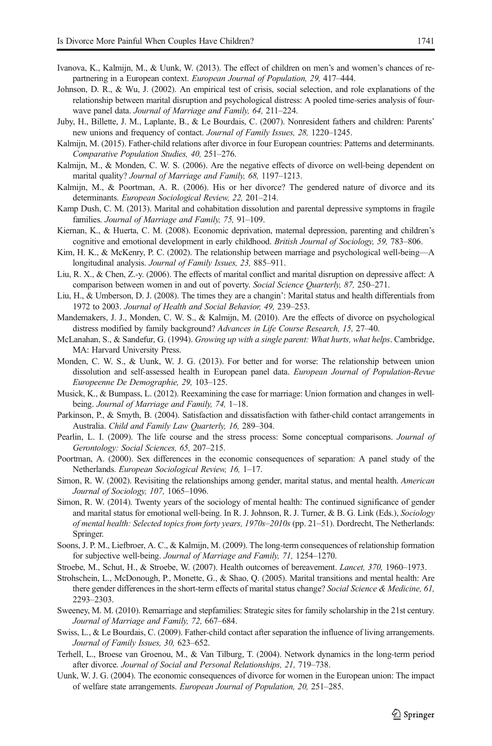Ivanova, K., Kalmijn, M., & Uunk, W. (2013). The effect of children on men's and women's chances of re-partnering in a European context. *European Journal of Population, 29,* 417–444.

Johnson, D. R., & Wu, J. (2002). An empirical test of crisis, social selection, and role explanations of the relationship between marital disruption and psychological distress: A pooled time-series analysis of four-wave panel data. *Journal of Marriage and Family, 64,* 211–224.

Juby, H., Billette, J. M., Laplante, B., & Le Bourdais, C. (2007). Nonresident fathers and children: Parents' new unions and frequency of contact. *Journal of Family Issues, 28,* 1220–1245.

Kalmijn, M. (2015). Father-child relations after divorce in four European countries: Patterns and determinants. *Comparative Population Studies, 40,* 251–276.

Kalmijn, M., & Monden, C. W. S. (2006). Are the negative effects of divorce on well-being dependent on marital quality? *Journal of Marriage and Family, 68,* 1197–1213.

Kalmijn, M., & Poortman, A. R. (2006). His or her divorce? The gendered nature of divorce and its determinants. *European Sociological Review, 22,* 201–214.

Kamp Dush, C. M. (2013). Marital and cohabitation dissolution and parental depressive symptoms in fragile families. *Journal of Marriage and Family, 75,* 91–109.

Kiernan, K., & Huerta, C. M. (2008). Economic deprivation, maternal depression, parenting and children's cognitive and emotional development in early childhood. *British Journal of Sociology, 59,* 783–806.

Kim, H. K., & McKenry, P. C. (2002). The relationship between marriage and psychological well-being—A longitudinal analysis. *Journal of Family Issues, 23,* 885–911.

Liu, R. X., & Chen, Z.-y. (2006). The effects of marital conflict and marital disruption on depressive affect: A comparison between women in and out of poverty. *Social Science Quarterly, 87,* 250–271.

Liu, H., & Umberson, D. J. (2008). The times they are a changin': Marital status and health differentials from 1972 to 2003. *Journal of Health and Social Behavior, 49,* 239–253.

Mandemakers, J. J., Monden, C. W. S., & Kalmijn, M. (2010). Are the effects of divorce on psychological distress modified by family background? *Advances in Life Course Research, 15,* 27–40.

McLanahan, S., & Sandefur, G. (1994). *Growing up with a single parent: What hurts, what helps*. Cambridge, MA: Harvard University Press.

Monden, C. W. S., & Uunk, W. J. G. (2013). For better and for worse: The relationship between union dissolution and self-assessed health in European panel data. *European Journal of Population-Revue Europeenne De Demographie, 29,* 103–125.

Musick, K., & Bumpass, L. (2012). Reexamining the case for marriage: Union formation and changes in well-being. *Journal of Marriage and Family, 74,* 1–18.

Parkinson, P., & Smyth, B. (2004). Satisfaction and dissatisfaction with father-child contact arrangements in Australia. *Child and Family Law Quarterly, 16,* 289–304.

Pearlin, L. I. (2009). The life course and the stress process: Some conceptual comparisons. *Journal of Gerontology: Social Sciences, 65,* 207–215.

Poortman, A. (2000). Sex differences in the economic consequences of separation: A panel study of the Netherlands. *European Sociological Review, 16,* 1–17.

Simon, R. W. (2002). Revisiting the relationships among gender, marital status, and mental health. *American Journal of Sociology, 107,* 1065–1096.

Simon, R. W. (2014). Twenty years of the sociology of mental health: The continued significance of gender and marital status for emotional well-being. In R. J. Johnson, R. J. Turner, & B. G. Link (Eds.), *Sociology of mental health: Selected topics from forty years, 1970s–2010s* (pp. 21–51). Dordrecht, The Netherlands: Springer.

Soons, J. P. M., Liefbroer, A. C., & Kalmijn, M. (2009). The long-term consequences of relationship formation for subjective well-being. *Journal of Marriage and Family, 71,* 1254–1270.

Stroebe, M., Schut, H., & Stroebe, W. (2007). Health outcomes of bereavement. *Lancet, 370,* 1960–1973.

Strohschein, L., McDonough, P., Monette, G., & Shao, Q. (2005). Marital transitions and mental health: Are there gender differences in the short-term effects of marital status change? *Social Science & Medicine, 61,* 2293–2303.

Sweeney, M. M. (2010). Remarriage and stepfamilies: Strategic sites for family scholarship in the 21st century. *Journal of Marriage and Family, 72,* 667–684.

Swiss, L., & Le Bourdais, C. (2009). Father-child contact after separation the influence of living arrangements. *Journal of Family Issues, 30,* 623–652.

Terhell, L., Broese van Groenou, M., & Van Tilburg, T. (2004). Network dynamics in the long-term period after divorce. *Journal of Social and Personal Relationships, 21,* 719–738.

Uunk, W. J. G. (2004). The economic consequences of divorce for women in the European union: The impact of welfare state arrangements. *European Journal of Population, 20,* 251–285.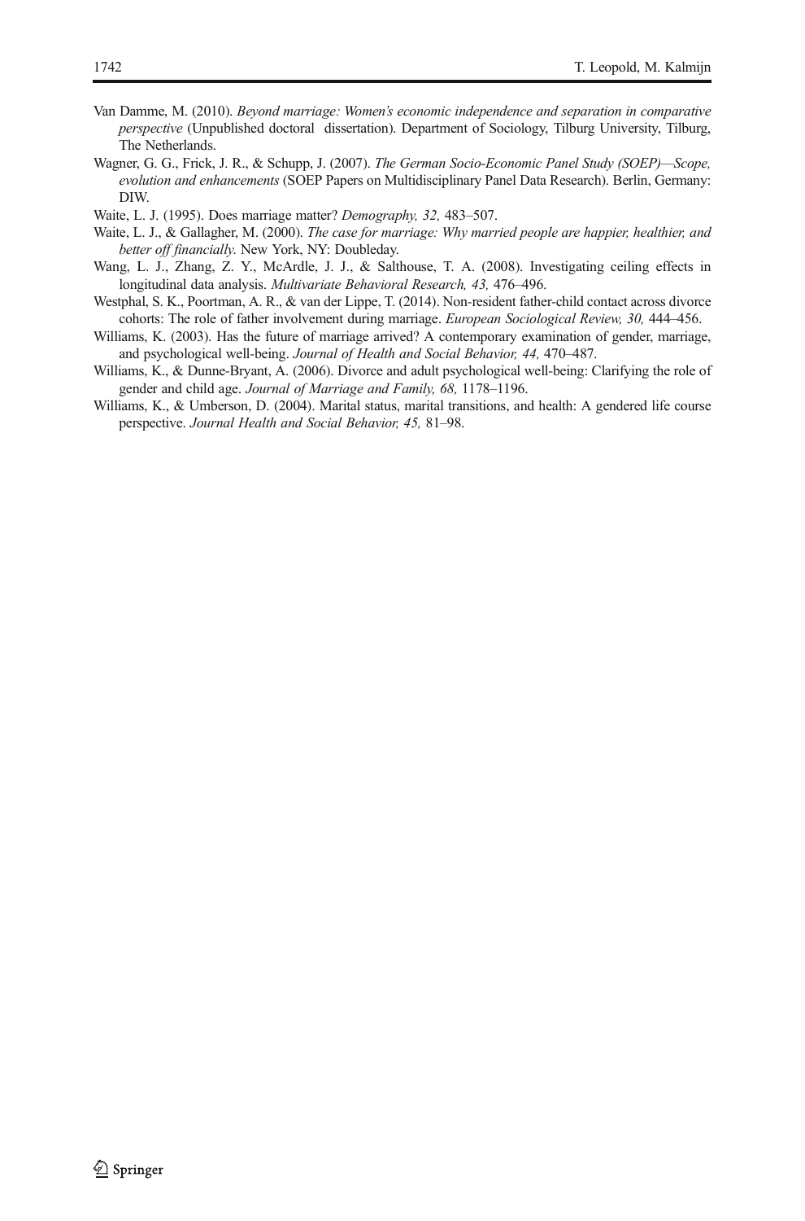Van Damme, M. (2010). *Beyond marriage: Women's economic independence and separation in comparative perspective* (Unpublished doctoral dissertation). Department of Sociology, Tilburg University, Tilburg, The Netherlands.

Wagner, G. G., Frick, J. R., & Schupp, J. (2007). *The German Socio-Economic Panel Study (SOEP)—Scope, evolution and enhancements* (SOEP Papers on Multidisciplinary Panel Data Research). Berlin, Germany: DIW.

Waite, L. J. (1995). Does marriage matter? *Demography, 32,* 483–507.

Waite, L. J., & Gallagher, M. (2000). *The case for marriage: Why married people are happier, healthier, and better off financially.* New York, NY: Doubleday.

Wang, L. J., Zhang, Z. Y., McArdle, J. J., & Salthouse, T. A. (2008). Investigating ceiling effects in longitudinal data analysis. *Multivariate Behavioral Research, 43,* 476–496.

Westphal, S. K., Poortman, A. R., & van der Lippe, T. (2014). Non-resident father-child contact across divorce cohorts: The role of father involvement during marriage. *European Sociological Review, 30,* 444–456.

Williams, K. (2003). Has the future of marriage arrived? A contemporary examination of gender, marriage, and psychological well-being. *Journal of Health and Social Behavior, 44,* 470–487.

Williams, K., & Dunne-Bryant, A. (2006). Divorce and adult psychological well-being: Clarifying the role of gender and child age. *Journal of Marriage and Family, 68,* 1178–1196.

Williams, K., & Umberson, D. (2004). Marital status, marital transitions, and health: A gendered life course perspective. *Journal Health and Social Behavior, 45,* 81–98.